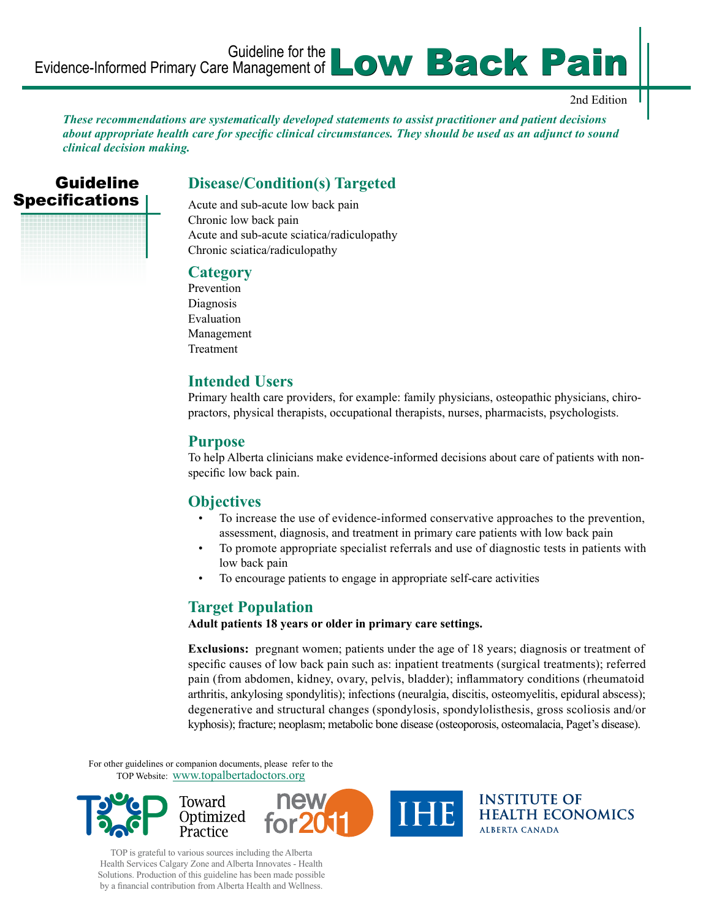# Guideline for the Evidence-Informed Primary Care Management of Low Back Pain

2nd Edition

***These recommendations are systematically developed statements to assist practitioner and patient decisions about appropriate health care for specific clinical circumstances. They should be used as an adjunct to sound clinical decision making.***

## Guideline Specifications

### Disease/Condition(s) Targeted

Acute and sub-acute low back pain
Chronic low back pain
Acute and sub-acute sciatica/radiculopathy
Chronic sciatica/radiculopathy

### Category

Prevention
Diagnosis
Evaluation
Management
Treatment

### Intended Users

Primary health care providers, for example: family physicians, osteopathic physicians, chiropractors, physical therapists, occupational therapists, nurses, pharmacists, psychologists.

### Purpose

To help Alberta clinicians make evidence-informed decisions about care of patients with non-specific low back pain.

### Objectives

- To increase the use of evidence-informed conservative approaches to the prevention, assessment, diagnosis, and treatment in primary care patients with low back pain
- To promote appropriate specialist referrals and use of diagnostic tests in patients with low back pain
- To encourage patients to engage in appropriate self-care activities

### Target Population

**Adult patients 18 years or older in primary care settings.**

**Exclusions:** pregnant women; patients under the age of 18 years; diagnosis or treatment of specific causes of low back pain such as: inpatient treatments (surgical treatments); referred pain (from abdomen, kidney, ovary, pelvis, bladder); inflammatory conditions (rheumatoid arthritis, ankylosing spondylitis); infections (neuralgia, discitis, osteomyelitis, epidural abscess); degenerative and structural changes (spondylosis, spondylolisthesis, gross scoliosis and/or kyphosis); fracture; neoplasm; metabolic bone disease (osteoporosis, osteomalacia, Paget's disease).

For other guidelines or companion documents, please refer to the TOP Website: www.topalbertadoctors.org

Toward Optimized Practice

new for 2011

IHE INSTITUTE OF HEALTH ECONOMICS ALBERTA CANADA

TOP is grateful to various sources including the Alberta Health Services Calgary Zone and Alberta Innovates - Health Solutions. Production of this guideline has been made possible by a financial contribution from Alberta Health and Wellness.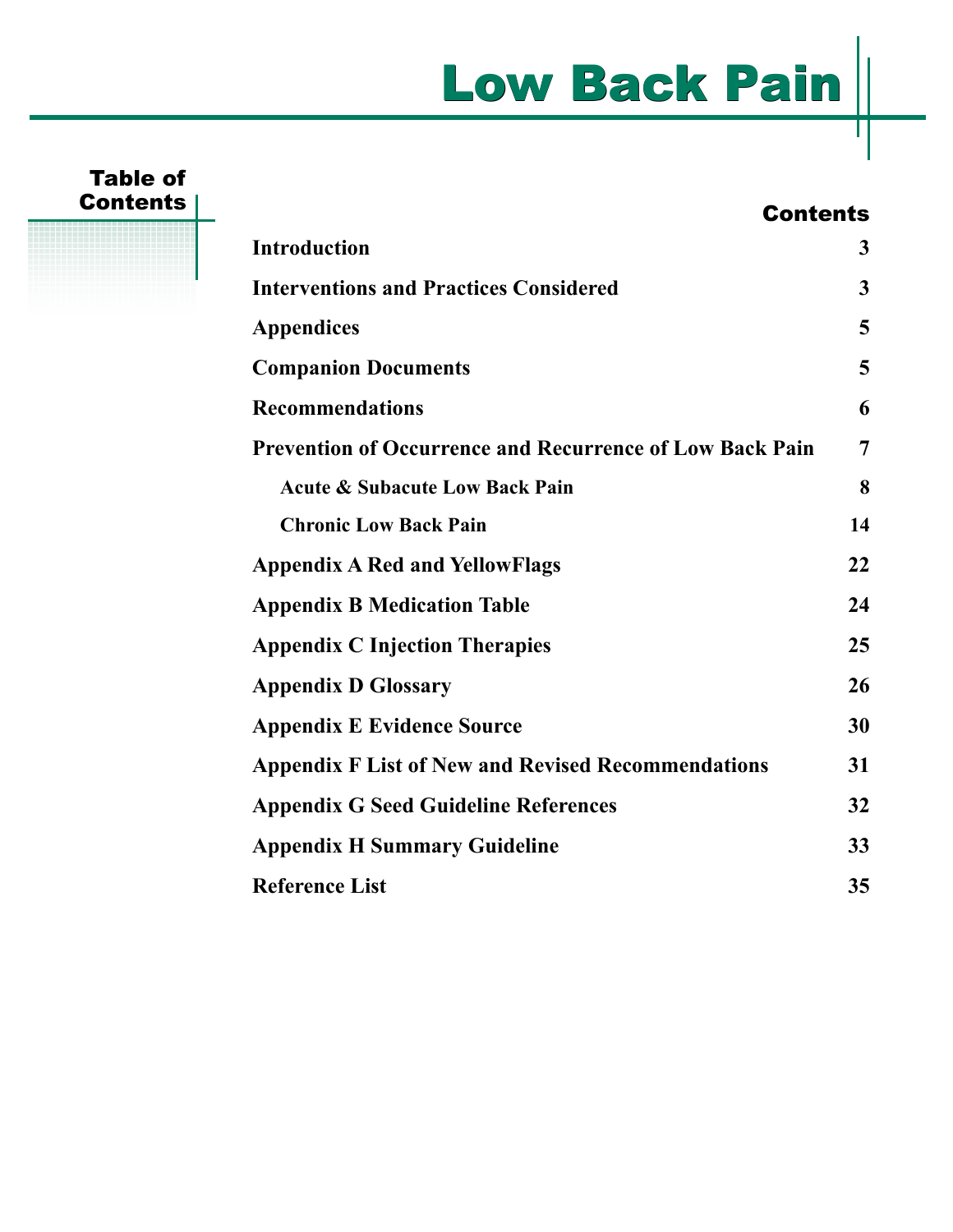# Low Back Pain

## Table of Contents

| Contents | |
|---|---|
| **Introduction** | **3** |
| **Interventions and Practices Considered** | **3** |
| **Appendices** | **5** |
| **Companion Documents** | **5** |
| **Recommendations** | **6** |
| **Prevention of Occurrence and Recurrence of Low Back Pain** | **7** |
| **Acute & Subacute Low Back Pain** | **8** |
| **Chronic Low Back Pain** | **14** |
| **Appendix A Red and YellowFlags** | **22** |
| **Appendix B Medication Table** | **24** |
| **Appendix C Injection Therapies** | **25** |
| **Appendix D Glossary** | **26** |
| **Appendix E Evidence Source** | **30** |
| **Appendix F List of New and Revised Recommendations** | **31** |
| **Appendix G Seed Guideline References** | **32** |
| **Appendix H Summary Guideline** | **33** |
| **Reference List** | **35** |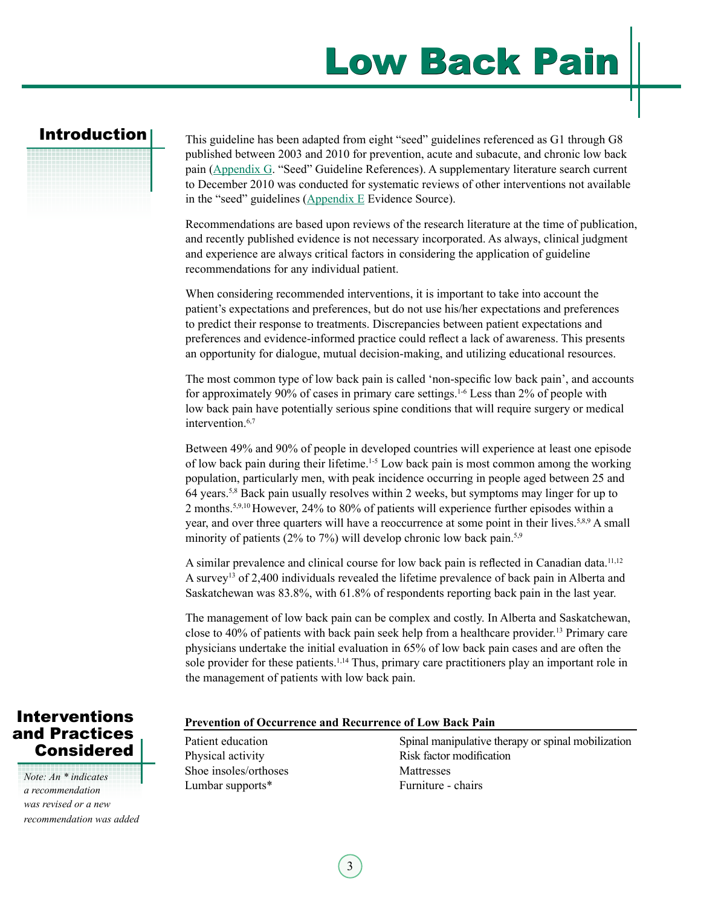# Low Back Pain

## Introduction

This guideline has been adapted from eight "seed" guidelines referenced as G1 through G8 published between 2003 and 2010 for prevention, acute and subacute, and chronic low back pain (Appendix G. "Seed" Guideline References). A supplementary literature search current to December 2010 was conducted for systematic reviews of other interventions not available in the "seed" guidelines (Appendix E Evidence Source).

Recommendations are based upon reviews of the research literature at the time of publication, and recently published evidence is not necessary incorporated. As always, clinical judgment and experience are always critical factors in considering the application of guideline recommendations for any individual patient.

When considering recommended interventions, it is important to take into account the patient's expectations and preferences, but do not use his/her expectations and preferences to predict their response to treatments. Discrepancies between patient expectations and preferences and evidence-informed practice could reflect a lack of awareness. This presents an opportunity for dialogue, mutual decision-making, and utilizing educational resources.

The most common type of low back pain is called 'non-specific low back pain', and accounts for approximately 90% of cases in primary care settings.[1-6] Less than 2% of people with low back pain have potentially serious spine conditions that will require surgery or medical intervention.[6,7]

Between 49% and 90% of people in developed countries will experience at least one episode of low back pain during their lifetime.[1-5] Low back pain is most common among the working population, particularly men, with peak incidence occurring in people aged between 25 and 64 years.[5,8] Back pain usually resolves within 2 weeks, but symptoms may linger for up to 2 months.[5,9,10] However, 24% to 80% of patients will experience further episodes within a year, and over three quarters will have a reoccurrence at some point in their lives.[5,8,9] A small minority of patients (2% to 7%) will develop chronic low back pain.[5,9]

A similar prevalence and clinical course for low back pain is reflected in Canadian data.[11,12] A survey[13] of 2,400 individuals revealed the lifetime prevalence of back pain in Alberta and Saskatchewan was 83.8%, with 61.8% of respondents reporting back pain in the last year.

The management of low back pain can be complex and costly. In Alberta and Saskatchewan, close to 40% of patients with back pain seek help from a healthcare provider.[13] Primary care physicians undertake the initial evaluation in 65% of low back pain cases and are often the sole provider for these patients.[1,14] Thus, primary care practitioners play an important role in the management of patients with low back pain.

## Interventions and Practices Considered

*Note: An * indicates a recommendation was revised or a new recommendation was added*

**Prevention of Occurrence and Recurrence of Low Back Pain**

- Patient education
- Physical activity
- Shoe insoles/orthoses
- Lumbar supports*
- Spinal manipulative therapy or spinal mobilization
- Risk factor modification
- Mattresses
- Furniture - chairs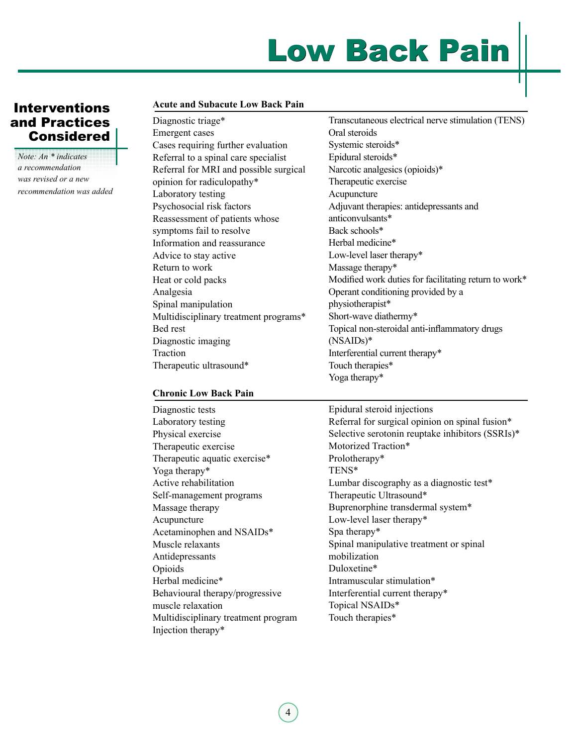# Low Back Pain

## Interventions and Practices Considered

*Note: An * indicates a recommendation was revised or a new recommendation was added*

### Acute and Subacute Low Back Pain

- Diagnostic triage*
- Emergent cases
- Cases requiring further evaluation
- Referral to a spinal care specialist
- Referral for MRI and possible surgical opinion for radiculopathy*
- Laboratory testing
- Psychosocial risk factors
- Reassessment of patients whose symptoms fail to resolve
- Information and reassurance
- Advice to stay active
- Return to work
- Heat or cold packs
- Analgesia
- Spinal manipulation
- Multidisciplinary treatment programs*
- Bed rest
- Diagnostic imaging
- Traction
- Therapeutic ultrasound*
- Transcutaneous electrical nerve stimulation (TENS)
- Oral steroids
- Systemic steroids*
- Epidural steroids*
- Narcotic analgesics (opioids)*
- Therapeutic exercise
- Acupuncture
- Adjuvant therapies: antidepressants and anticonvulsants*
- Back schools*
- Herbal medicine*
- Low-level laser therapy*
- Massage therapy*
- Modified work duties for facilitating return to work*
- Operant conditioning provided by a physiotherapist*
- Short-wave diathermy*
- Topical non-steroidal anti-inflammatory drugs (NSAIDs)*
- Interferential current therapy*
- Touch therapies*
- Yoga therapy*

### Chronic Low Back Pain

- Diagnostic tests
- Laboratory testing
- Physical exercise
- Therapeutic exercise
- Therapeutic aquatic exercise*
- Yoga therapy*
- Active rehabilitation
- Self-management programs
- Massage therapy
- Acupuncture
- Acetaminophen and NSAIDs*
- Muscle relaxants
- Antidepressants
- Opioids
- Herbal medicine*
- Behavioural therapy/progressive muscle relaxation
- Multidisciplinary treatment program
- Injection therapy*
- Epidural steroid injections
- Referral for surgical opinion on spinal fusion*
- Selective serotonin reuptake inhibitors (SSRIs)*
- Motorized Traction*
- Prolotherapy*
- TENS*
- Lumbar discography as a diagnostic test*
- Therapeutic Ultrasound*
- Buprenorphine transdermal system*
- Low-level laser therapy*
- Spa therapy*
- Spinal manipulative treatment or spinal mobilization
- Duloxetine*
- Intramuscular stimulation*
- Interferential current therapy*
- Topical NSAIDs*
- Touch therapies*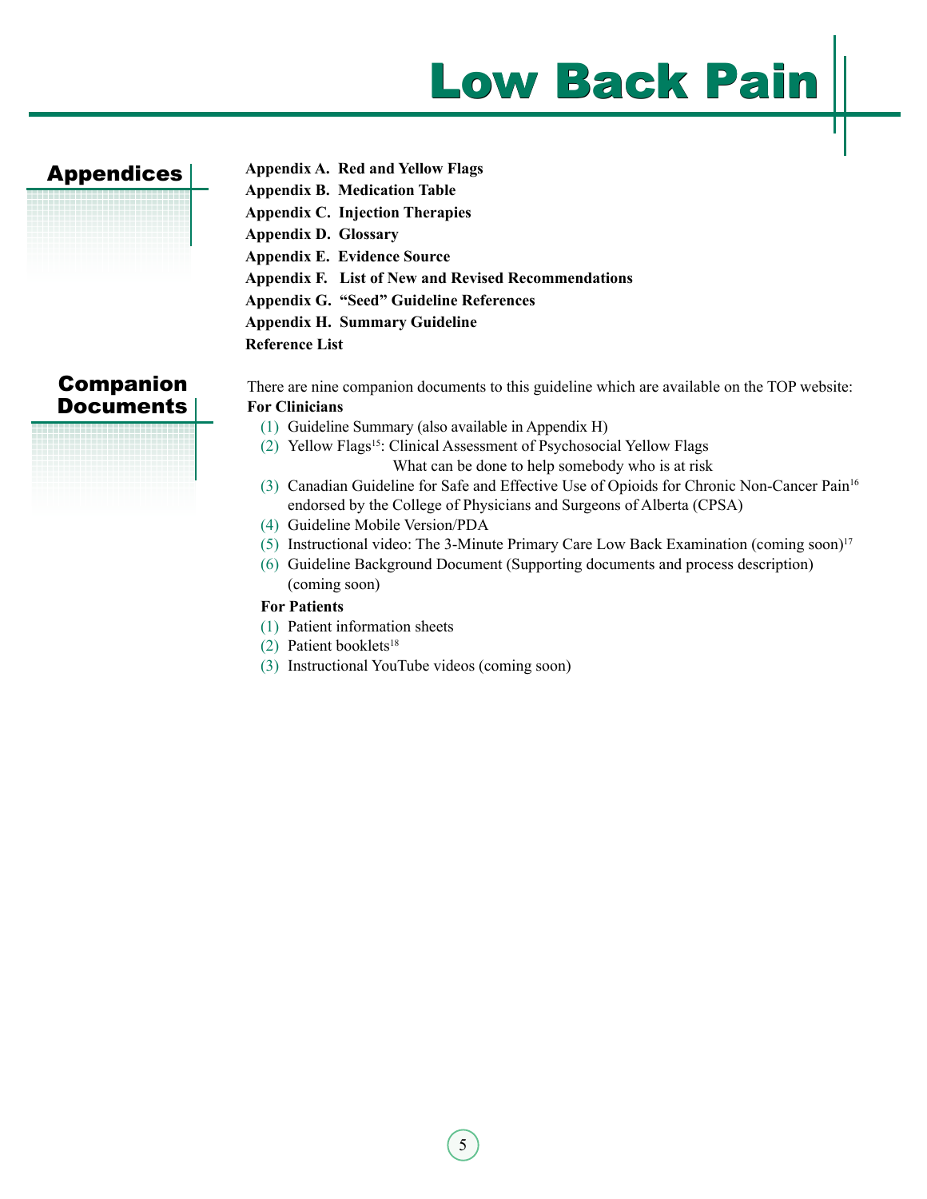## Appendices

**Appendix A. Red and Yellow Flags**
**Appendix B. Medication Table**
**Appendix C. Injection Therapies**
**Appendix D. Glossary**
**Appendix E. Evidence Source**
**Appendix F. List of New and Revised Recommendations**
**Appendix G. "Seed" Guideline References**
**Appendix H. Summary Guideline**
**Reference List**

## Companion Documents

There are nine companion documents to this guideline which are available on the TOP website:

**For Clinicians**

(1) Guideline Summary (also available in Appendix H)
(2) Yellow Flags[15]: Clinical Assessment of Psychosocial Yellow Flags
What can be done to help somebody who is at risk
(3) Canadian Guideline for Safe and Effective Use of Opioids for Chronic Non-Cancer Pain[16] endorsed by the College of Physicians and Surgeons of Alberta (CPSA)
(4) Guideline Mobile Version/PDA
(5) Instructional video: The 3-Minute Primary Care Low Back Examination (coming soon)[17]
(6) Guideline Background Document (Supporting documents and process description) (coming soon)

**For Patients**

(1) Patient information sheets
(2) Patient booklets[18]
(3) Instructional YouTube videos (coming soon)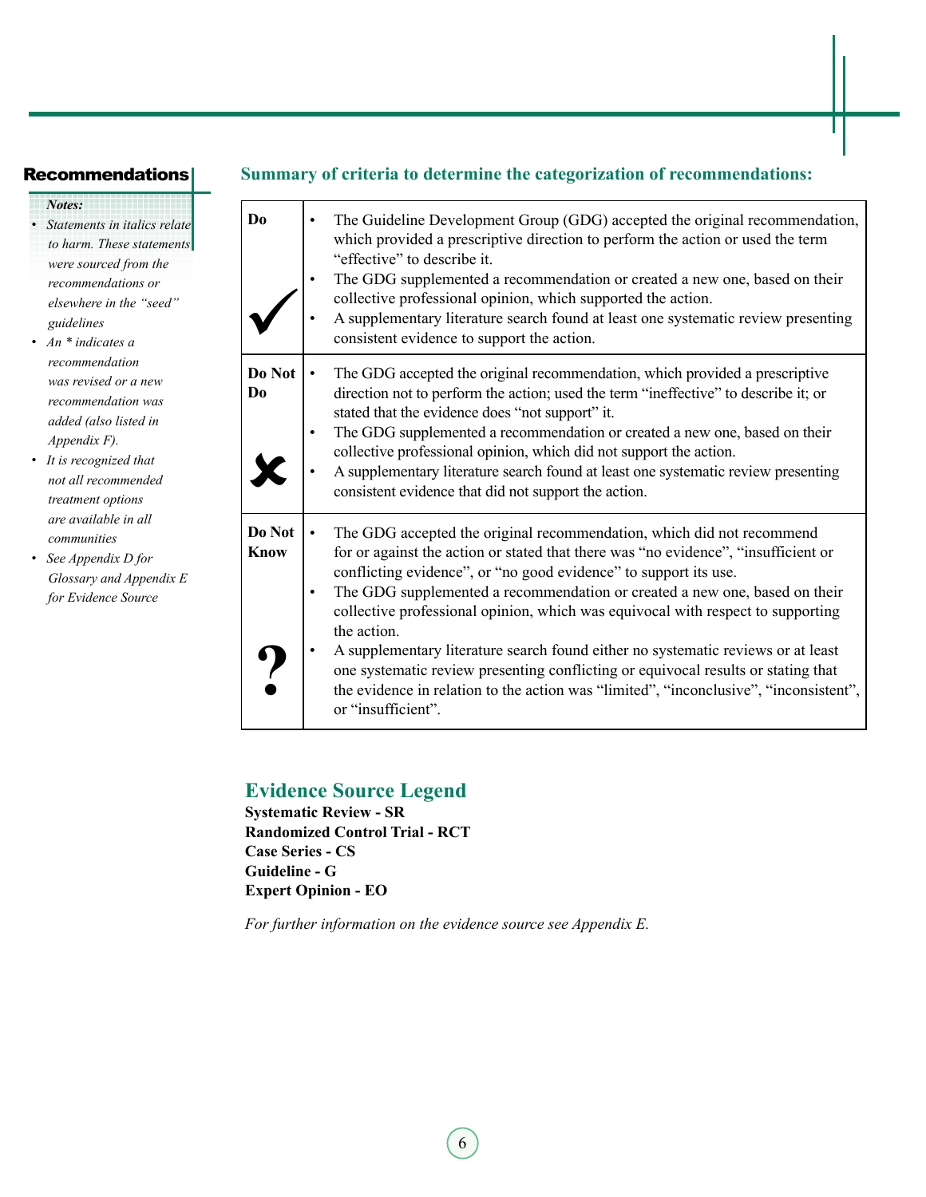## Recommendations

***Notes:***

- *Statements in italics relate to harm. These statements were sourced from the recommendations or elsewhere in the "seed" guidelines*
- *An * indicates a recommendation was revised or a new recommendation was added (also listed in Appendix F).*
- *It is recognized that not all recommended treatment options are available in all communities*
- *See Appendix D for Glossary and Appendix E for Evidence Source*

### Summary of criteria to determine the categorization of recommendations:

| | |
|---|---|
| **Do** ✓ | • The Guideline Development Group (GDG) accepted the original recommendation, which provided a prescriptive direction to perform the action or used the term "effective" to describe it.<br>• The GDG supplemented a recommendation or created a new one, based on their collective professional opinion, which supported the action.<br>• A supplementary literature search found at least one systematic review presenting consistent evidence to support the action. |
| **Do Not Do** ✗ | • The GDG accepted the original recommendation, which provided a prescriptive direction not to perform the action; used the term "ineffective" to describe it; or stated that the evidence does "not support" it.<br>• The GDG supplemented a recommendation or created a new one, based on their collective professional opinion, which did not support the action.<br>• A supplementary literature search found at least one systematic review presenting consistent evidence that did not support the action. |
| **Do Not Know** ? | • The GDG accepted the original recommendation, which did not recommend for or against the action or stated that there was "no evidence", "insufficient or conflicting evidence", or "no good evidence" to support its use.<br>• The GDG supplemented a recommendation or created a new one, based on their collective professional opinion, which was equivocal with respect to supporting the action.<br>• A supplementary literature search found either no systematic reviews or at least one systematic review presenting conflicting or equivocal results or stating that the evidence in relation to the action was "limited", "inconclusive", "inconsistent", or "insufficient". |

## Evidence Source Legend

**Systematic Review - SR**
**Randomized Control Trial - RCT**
**Case Series - CS**
**Guideline - G**
**Expert Opinion - EO**

*For further information on the evidence source see Appendix E.*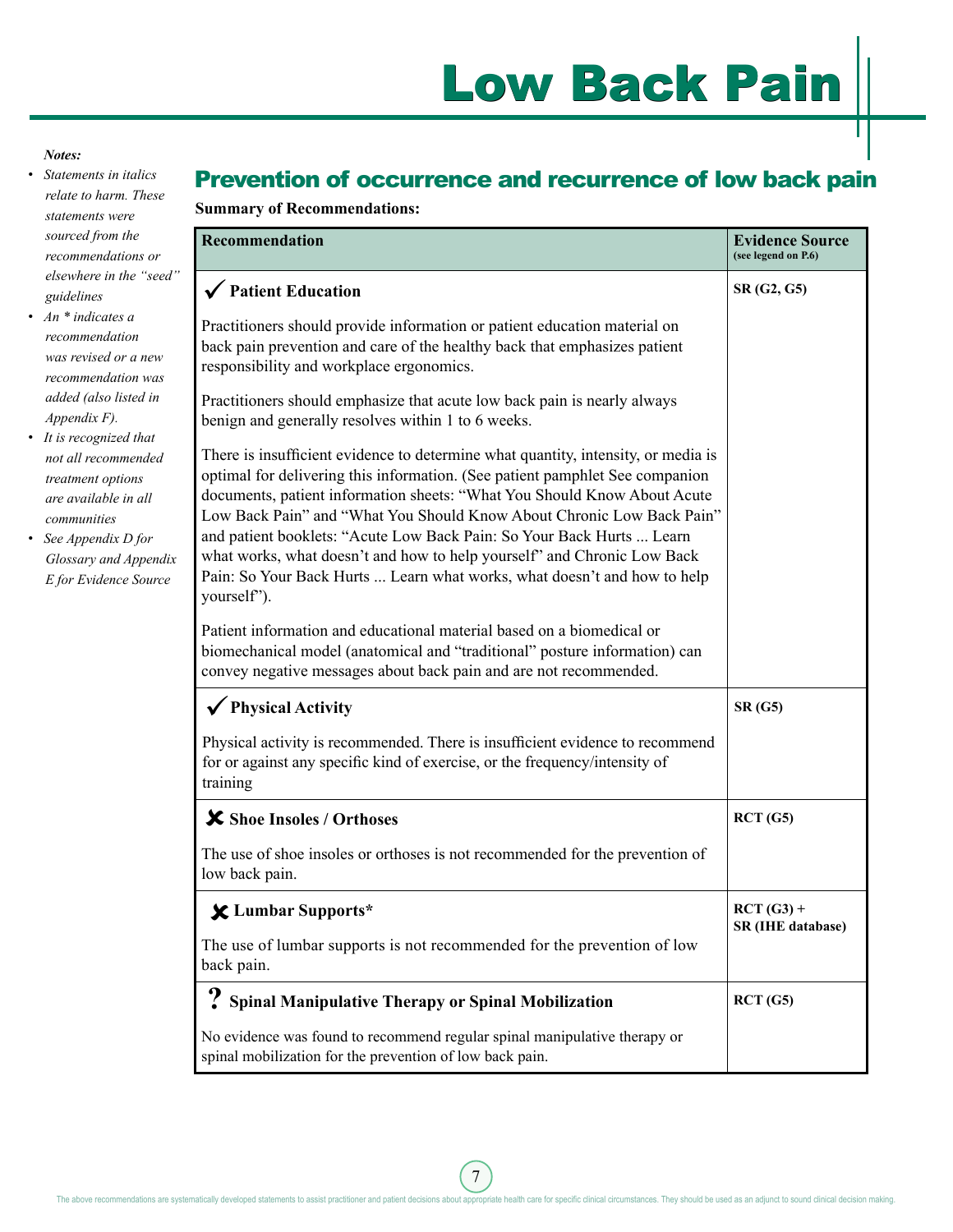# Low Back Pain

*Notes:*

- *Statements in italics relate to harm. These statements were sourced from the recommendations or elsewhere in the "seed" guidelines*
- *An * indicates a recommendation was revised or a new recommendation was added (also listed in Appendix F).*
- *It is recognized that not all recommended treatment options are available in all communities*
- *See Appendix D for Glossary and Appendix E for Evidence Source*

## Prevention of occurrence and recurrence of low back pain

**Summary of Recommendations:**

| Recommendation | Evidence Source (see legend on P.6) |
|---|---|
| ✓ **Patient Education**<br><br>Practitioners should provide information or patient education material on back pain prevention and care of the healthy back that emphasizes patient responsibility and workplace ergonomics.<br><br>Practitioners should emphasize that acute low back pain is nearly always benign and generally resolves within 1 to 6 weeks.<br><br>There is insufficient evidence to determine what quantity, intensity, or media is optimal for delivering this information. (See patient pamphlet See companion documents, patient information sheets: "What You Should Know About Acute Low Back Pain" and "What You Should Know About Chronic Low Back Pain" and patient booklets: "Acute Low Back Pain: So Your Back Hurts ... Learn what works, what doesn't and how to help yourself" and Chronic Low Back Pain: So Your Back Hurts ... Learn what works, what doesn't and how to help yourself").<br><br>Patient information and educational material based on a biomedical or biomechanical model (anatomical and "traditional" posture information) can convey negative messages about back pain and are not recommended. | **SR (G2, G5)** |
| ✓ **Physical Activity**<br><br>Physical activity is recommended. There is insufficient evidence to recommend for or against any specific kind of exercise, or the frequency/intensity of training | **SR (G5)** |
| ✘ **Shoe Insoles / Orthoses**<br><br>The use of shoe insoles or orthoses is not recommended for the prevention of low back pain. | **RCT (G5)** |
| ✘ **Lumbar Supports***<br><br>The use of lumbar supports is not recommended for the prevention of low back pain. | **RCT (G3) + SR (IHE database)** |
| ? **Spinal Manipulative Therapy or Spinal Mobilization**<br><br>No evidence was found to recommend regular spinal manipulative therapy or spinal mobilization for the prevention of low back pain. | **RCT (G5)** |

The above recommendations are systematically developed statements to assist practitioner and patient decisions about appropriate health care for specific clinical circumstances. They should be used as an adjunct to sound clinical decision making.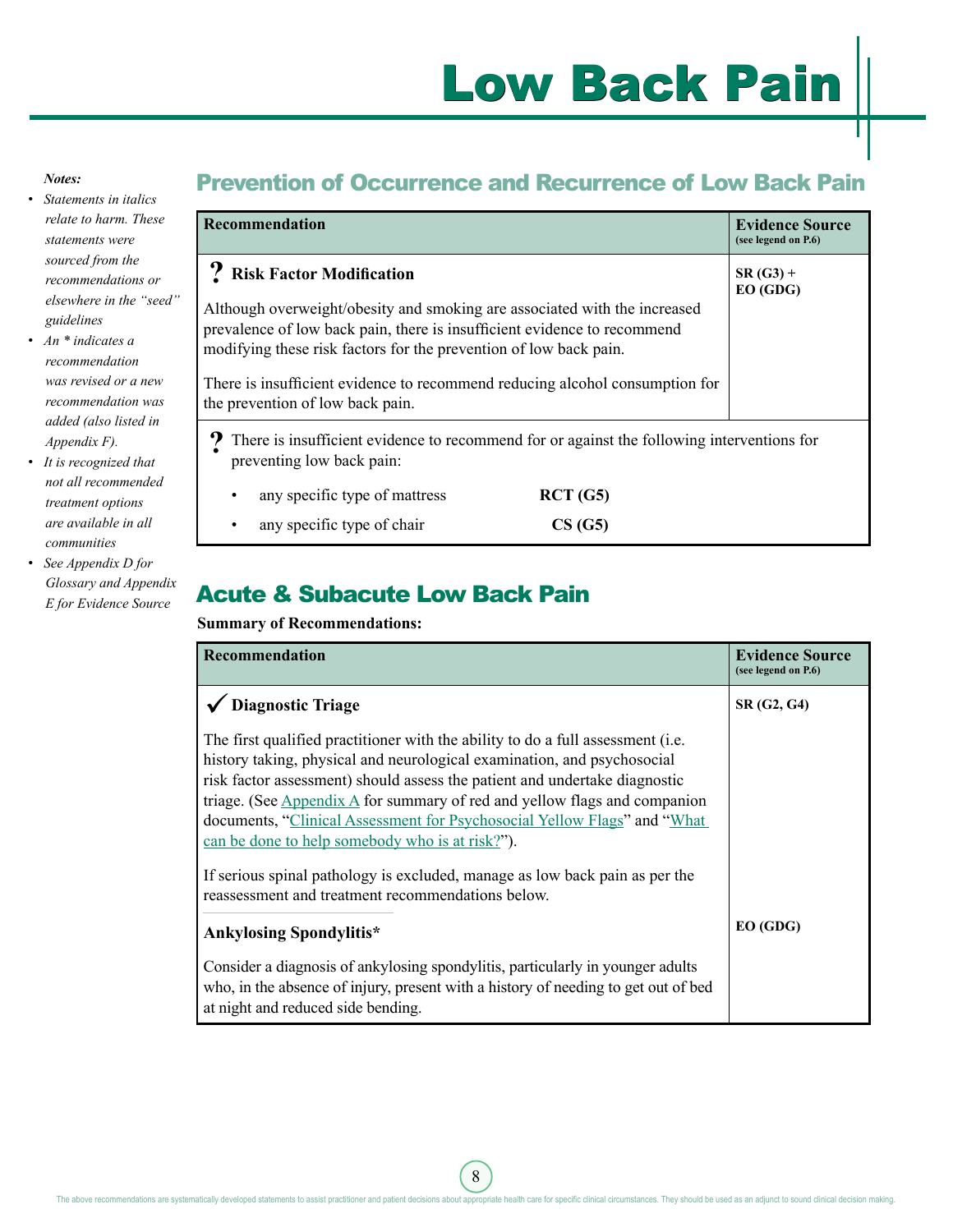# Low Back Pain

*Notes:*

- *Statements in italics relate to harm. These statements were sourced from the recommendations or elsewhere in the "seed" guidelines*
- *An * indicates a recommendation was revised or a new recommendation was added (also listed in Appendix F).*
- *It is recognized that not all recommended treatment options are available in all communities*
- *See Appendix D for Glossary and Appendix E for Evidence Source*

## Prevention of Occurrence and Recurrence of Low Back Pain

| Recommendation | Evidence Source (see legend on P.6) |
|---|---|
| **? Risk Factor Modification**<br><br>Although overweight/obesity and smoking are associated with the increased prevalence of low back pain, there is insufficient evidence to recommend modifying these risk factors for the prevention of low back pain.<br><br>There is insufficient evidence to recommend reducing alcohol consumption for the prevention of low back pain. | SR (G3) + EO (GDG) |
| **?** There is insufficient evidence to recommend for or against the following interventions for preventing low back pain:<br>• any specific type of mattress **RCT (G5)**<br>• any specific type of chair **CS (G5)** | |

## Acute & Subacute Low Back Pain

**Summary of Recommendations:**

| Recommendation | Evidence Source (see legend on P.6) |
|---|---|
| **✓ Diagnostic Triage**<br><br>The first qualified practitioner with the ability to do a full assessment (i.e. history taking, physical and neurological examination, and psychosocial risk factor assessment) should assess the patient and undertake diagnostic triage. (See Appendix A for summary of red and yellow flags and companion documents, "Clinical Assessment for Psychosocial Yellow Flags" and "What can be done to help somebody who is at risk?").<br><br>If serious spinal pathology is excluded, manage as low back pain as per the reassessment and treatment recommendations below. | SR (G2, G4) |
| **Ankylosing Spondylitis***<br><br>Consider a diagnosis of ankylosing spondylitis, particularly in younger adults who, in the absence of injury, present with a history of needing to get out of bed at night and reduced side bending. | EO (GDG) |

The above recommendations are systematically developed statements to assist practitioner and patient decisions about appropriate health care for specific clinical circumstances. They should be used as an adjunct to sound clinical decision making.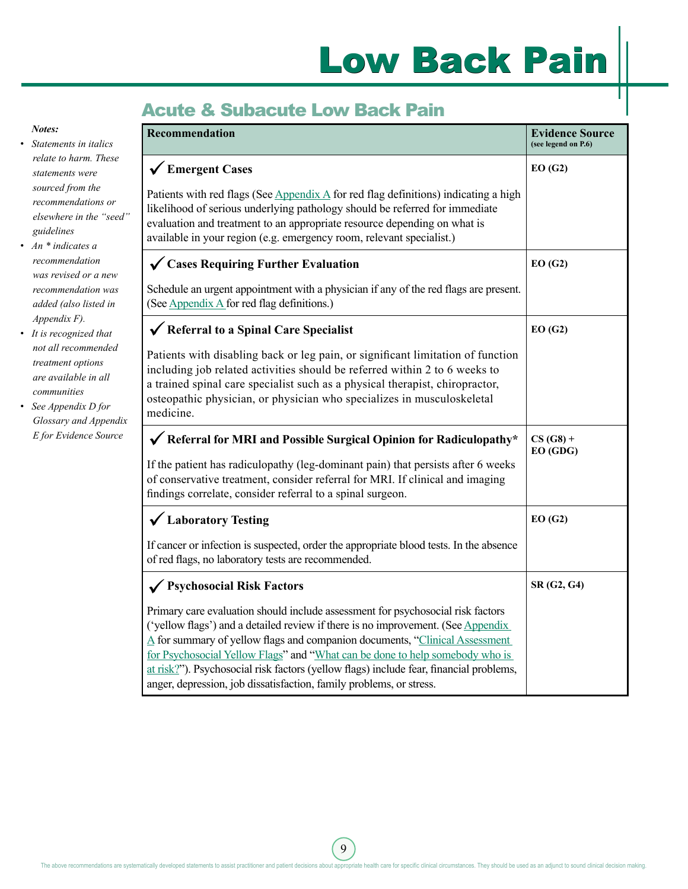# Low Back Pain

## Acute & Subacute Low Back Pain

*Notes:*

- *Statements in italics relate to harm. These statements were sourced from the recommendations or elsewhere in the "seed" guidelines*
- *An * indicates a recommendation was revised or a new recommendation was added (also listed in Appendix F).*
- *It is recognized that not all recommended treatment options are available in all communities*
- *See Appendix D for Glossary and Appendix E for Evidence Source*

| Recommendation | Evidence Source (see legend on P.6) |
|---|---|
| ✓ **Emergent Cases**<br><br>Patients with red flags (See Appendix A for red flag definitions) indicating a high likelihood of serious underlying pathology should be referred for immediate evaluation and treatment to an appropriate resource depending on what is available in your region (e.g. emergency room, relevant specialist.) | **EO (G2)** |
| ✓ **Cases Requiring Further Evaluation**<br><br>Schedule an urgent appointment with a physician if any of the red flags are present. (See Appendix A for red flag definitions.) | **EO (G2)** |
| ✓ **Referral to a Spinal Care Specialist**<br><br>Patients with disabling back or leg pain, or significant limitation of function including job related activities should be referred within 2 to 6 weeks to a trained spinal care specialist such as a physical therapist, chiropractor, osteopathic physician, or physician who specializes in musculoskeletal medicine. | **EO (G2)** |
| ✓ **Referral for MRI and Possible Surgical Opinion for Radiculopathy***<br><br>If the patient has radiculopathy (leg-dominant pain) that persists after 6 weeks of conservative treatment, consider referral for MRI. If clinical and imaging findings correlate, consider referral to a spinal surgeon. | **CS (G8) + EO (GDG)** |
| ✓ **Laboratory Testing**<br><br>If cancer or infection is suspected, order the appropriate blood tests. In the absence of red flags, no laboratory tests are recommended. | **EO (G2)** |
| ✓ **Psychosocial Risk Factors**<br><br>Primary care evaluation should include assessment for psychosocial risk factors ('yellow flags') and a detailed review if there is no improvement. (See Appendix A for summary of yellow flags and companion documents, "Clinical Assessment for Psychosocial Yellow Flags" and "What can be done to help somebody who is at risk?"). Psychosocial risk factors (yellow flags) include fear, financial problems, anger, depression, job dissatisfaction, family problems, or stress. | **SR (G2, G4)** |

The above recommendations are systematically developed statements to assist practitioner and patient decisions about appropriate health care for specific clinical circumstances. They should be used as an adjunct to sound clinical decision making.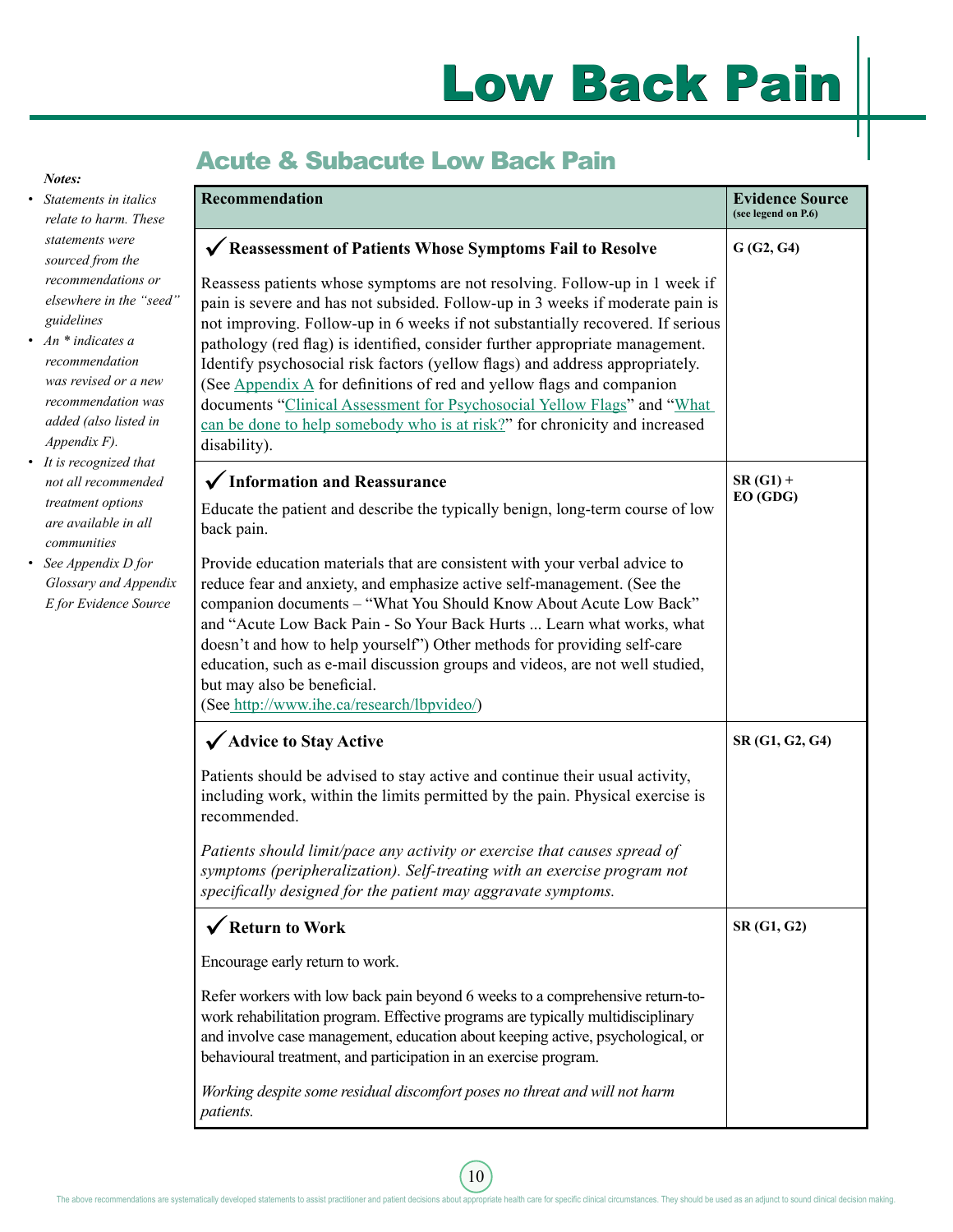# Low Back Pain

## Acute & Subacute Low Back Pain

*Notes:*

- *Statements in italics relate to harm. These statements were sourced from the recommendations or elsewhere in the "seed" guidelines*
- *An * indicates a recommendation was revised or a new recommendation was added (also listed in Appendix F).*
- *It is recognized that not all recommended treatment options are available in all communities*
- *See Appendix D for Glossary and Appendix E for Evidence Source*

| Recommendation | Evidence Source (see legend on P.6) |
|---|---|
| ✓ **Reassessment of Patients Whose Symptoms Fail to Resolve**<br><br>Reassess patients whose symptoms are not resolving. Follow-up in 1 week if pain is severe and has not subsided. Follow-up in 3 weeks if moderate pain is not improving. Follow-up in 6 weeks if not substantially recovered. If serious pathology (red flag) is identified, consider further appropriate management. Identify psychosocial risk factors (yellow flags) and address appropriately. (See Appendix A for definitions of red and yellow flags and companion documents "Clinical Assessment for Psychosocial Yellow Flags" and "What can be done to help somebody who is at risk?" for chronicity and increased disability). | **G (G2, G4)** |
| ✓ **Information and Reassurance**<br><br>Educate the patient and describe the typically benign, long-term course of low back pain.<br><br>Provide education materials that are consistent with your verbal advice to reduce fear and anxiety, and emphasize active self-management. (See the companion documents – "What You Should Know About Acute Low Back" and "Acute Low Back Pain - So Your Back Hurts ... Learn what works, what doesn't and how to help yourself") Other methods for providing self-care education, such as e-mail discussion groups and videos, are not well studied, but may also be beneficial.<br>(See http://www.ihe.ca/research/lbpvideo/) | **SR (G1) + EO (GDG)** |
| ✓ **Advice to Stay Active**<br><br>Patients should be advised to stay active and continue their usual activity, including work, within the limits permitted by the pain. Physical exercise is recommended.<br><br>*Patients should limit/pace any activity or exercise that causes spread of symptoms (peripheralization). Self-treating with an exercise program not specifically designed for the patient may aggravate symptoms.* | **SR (G1, G2, G4)** |
| ✓ **Return to Work**<br><br>Encourage early return to work.<br><br>Refer workers with low back pain beyond 6 weeks to a comprehensive return-to-work rehabilitation program. Effective programs are typically multidisciplinary and involve case management, education about keeping active, psychological, or behavioural treatment, and participation in an exercise program.<br><br>*Working despite some residual discomfort poses no threat and will not harm patients.* | **SR (G1, G2)** |

The above recommendations are systematically developed statements to assist practitioner and patient decisions about appropriate health care for specific clinical circumstances. They should be used as an adjunct to sound clinical decision making.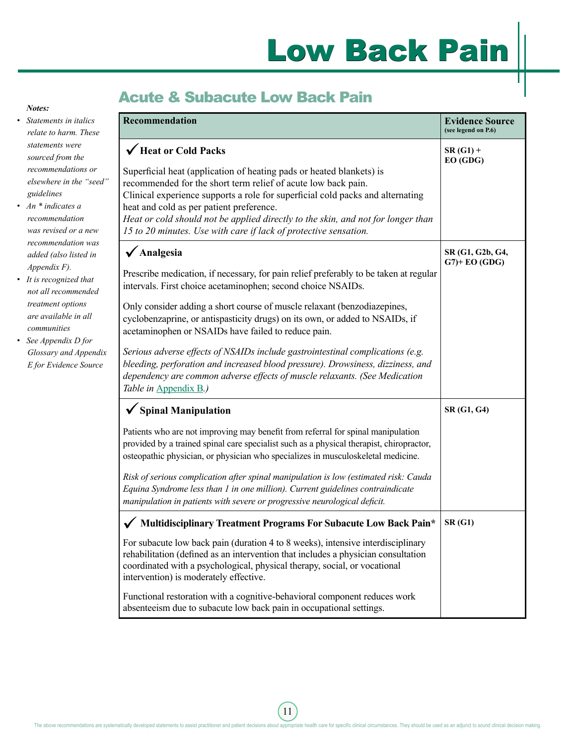# Low Back Pain

## Acute & Subacute Low Back Pain

*Notes:*

- *Statements in italics relate to harm. These statements were sourced from the recommendations or elsewhere in the "seed" guidelines*
- *An * indicates a recommendation was revised or a new recommendation was added (also listed in Appendix F).*
- *It is recognized that not all recommended treatment options are available in all communities*
- *See Appendix D for Glossary and Appendix E for Evidence Source*

| Recommendation | Evidence Source (see legend on P.6) |
|---|---|
| ✓ **Heat or Cold Packs**<br><br>Superficial heat (application of heating pads or heated blankets) is recommended for the short term relief of acute low back pain. Clinical experience supports a role for superficial cold packs and alternating heat and cold as per patient preference.<br>*Heat or cold should not be applied directly to the skin, and not for longer than 15 to 20 minutes. Use with care if lack of protective sensation.* | **SR (G1) + EO (GDG)** |
| ✓ **Analgesia**<br><br>Prescribe medication, if necessary, for pain relief preferably to be taken at regular intervals. First choice acetaminophen; second choice NSAIDs.<br><br>Only consider adding a short course of muscle relaxant (benzodiazepines, cyclobenzaprine, or antispasticity drugs) on its own, or added to NSAIDs, if acetaminophen or NSAIDs have failed to reduce pain.<br><br>*Serious adverse effects of NSAIDs include gastrointestinal complications (e.g. bleeding, perforation and increased blood pressure). Drowsiness, dizziness, and dependency are common adverse effects of muscle relaxants. (See Medication Table in Appendix B.)* | **SR (G1, G2b, G4, G7)+ EO (GDG)** |
| ✓ **Spinal Manipulation**<br><br>Patients who are not improving may benefit from referral for spinal manipulation provided by a trained spinal care specialist such as a physical therapist, chiropractor, osteopathic physician, or physician who specializes in musculoskeletal medicine.<br><br>*Risk of serious complication after spinal manipulation is low (estimated risk: Cauda Equina Syndrome less than 1 in one million). Current guidelines contraindicate manipulation in patients with severe or progressive neurological deficit.* | **SR (G1, G4)** |
| ✓ **Multidisciplinary Treatment Programs For Subacute Low Back Pain***<br><br>For subacute low back pain (duration 4 to 8 weeks), intensive interdisciplinary rehabilitation (defined as an intervention that includes a physician consultation coordinated with a psychological, physical therapy, social, or vocational intervention) is moderately effective.<br><br>Functional restoration with a cognitive-behavioral component reduces work absenteeism due to subacute low back pain in occupational settings. | **SR (G1)** |

The above recommendations are systematically developed statements to assist practitioner and patient decisions about appropriate health care for specific clinical circumstances. They should be used as an adjunct to sound clinical decision making.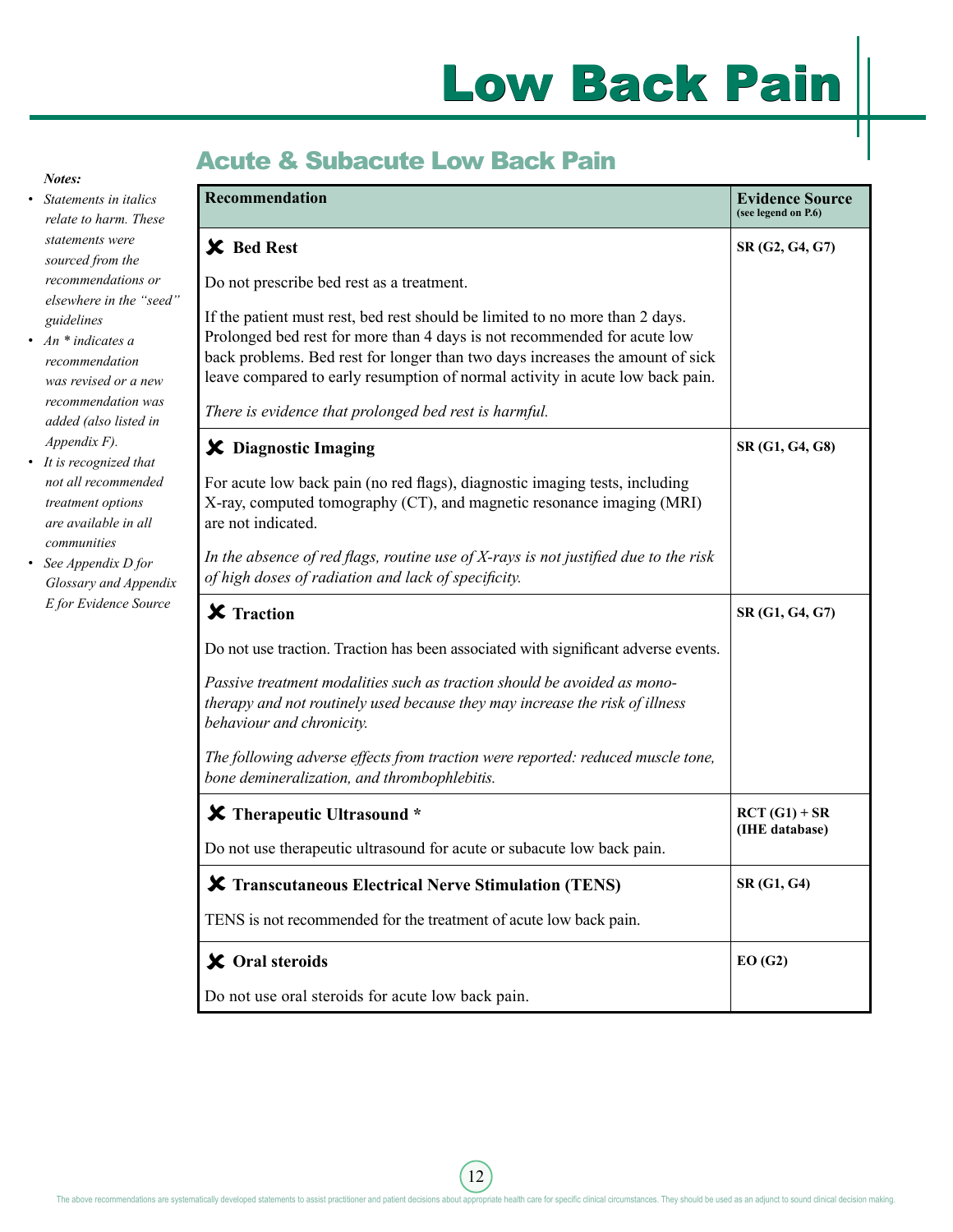# Low Back Pain

## Acute & Subacute Low Back Pain

*Notes:*

- *Statements in italics relate to harm. These statements were sourced from the recommendations or elsewhere in the "seed" guidelines*
- *An * indicates a recommendation was revised or a new recommendation was added (also listed in Appendix F).*
- *It is recognized that not all recommended treatment options are available in all communities*
- *See Appendix D for Glossary and Appendix E for Evidence Source*

| Recommendation | Evidence Source (see legend on P.6) |
|---|---|
| ✘ **Bed Rest**<br><br>Do not prescribe bed rest as a treatment.<br><br>If the patient must rest, bed rest should be limited to no more than 2 days. Prolonged bed rest for more than 4 days is not recommended for acute low back problems. Bed rest for longer than two days increases the amount of sick leave compared to early resumption of normal activity in acute low back pain.<br><br>*There is evidence that prolonged bed rest is harmful.* | **SR (G2, G4, G7)** |
| ✘ **Diagnostic Imaging**<br><br>For acute low back pain (no red flags), diagnostic imaging tests, including X-ray, computed tomography (CT), and magnetic resonance imaging (MRI) are not indicated.<br><br>*In the absence of red flags, routine use of X-rays is not justified due to the risk of high doses of radiation and lack of specificity.* | **SR (G1, G4, G8)** |
| ✘ **Traction**<br><br>Do not use traction. Traction has been associated with significant adverse events.<br><br>*Passive treatment modalities such as traction should be avoided as mono-therapy and not routinely used because they may increase the risk of illness behaviour and chronicity.*<br><br>*The following adverse effects from traction were reported: reduced muscle tone, bone demineralization, and thrombophlebitis.* | **SR (G1, G4, G7)** |
| ✘ **Therapeutic Ultrasound ***<br><br>Do not use therapeutic ultrasound for acute or subacute low back pain. | **RCT (G1) + SR (IHE database)** |
| ✘ **Transcutaneous Electrical Nerve Stimulation (TENS)**<br><br>TENS is not recommended for the treatment of acute low back pain. | **SR (G1, G4)** |
| ✘ **Oral steroids**<br><br>Do not use oral steroids for acute low back pain. | **EO (G2)** |

The above recommendations are systematically developed statements to assist practitioner and patient decisions about appropriate health care for specific clinical circumstances. They should be used as an adjunct to sound clinical decision making.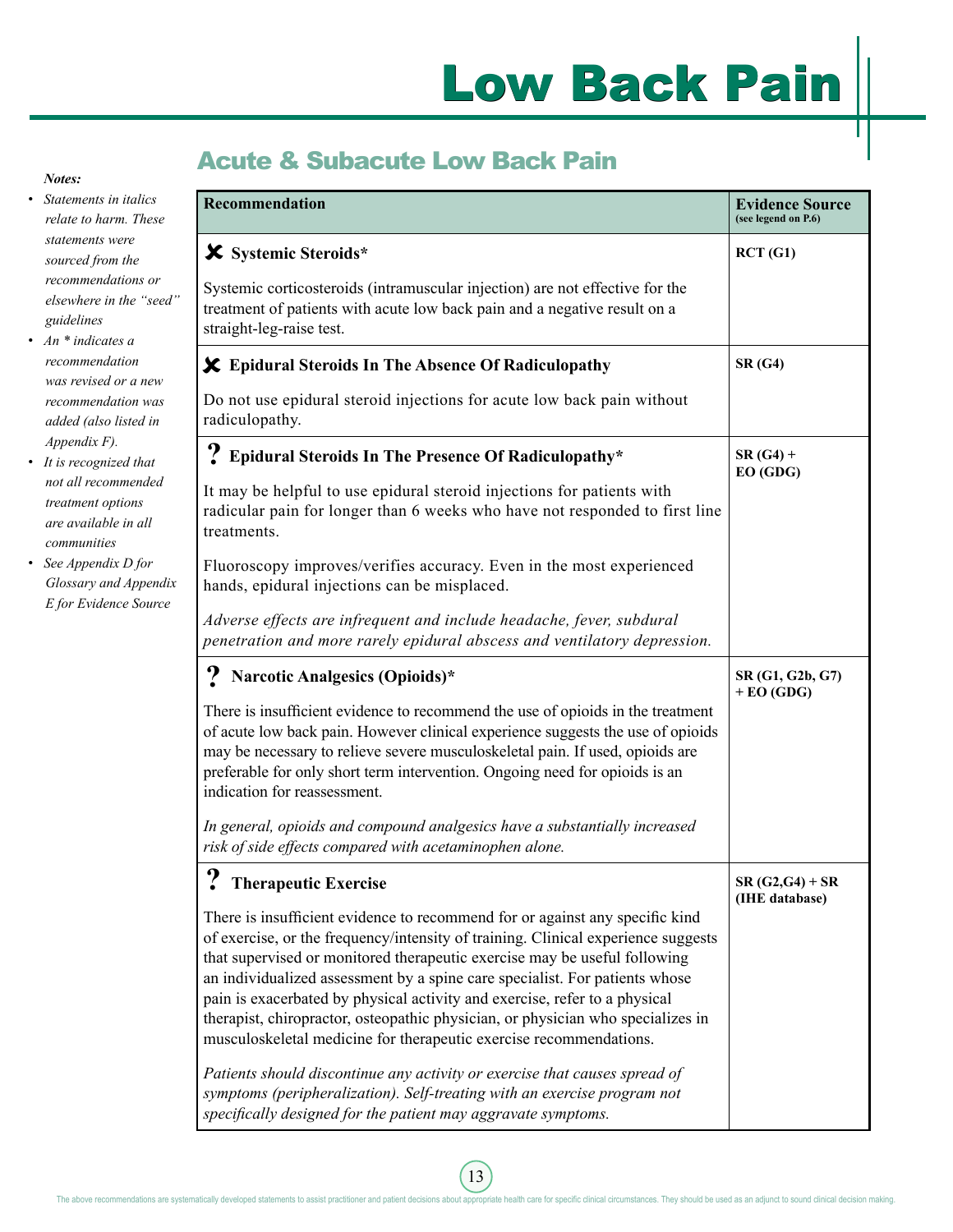# Low Back Pain

## Acute & Subacute Low Back Pain

*Notes:*

- *Statements in italics relate to harm. These statements were sourced from the recommendations or elsewhere in the "seed" guidelines*
- *An * indicates a recommendation was revised or a new recommendation was added (also listed in Appendix F).*
- *It is recognized that not all recommended treatment options are available in all communities*
- *See Appendix D for Glossary and Appendix E for Evidence Source*

| Recommendation | Evidence Source (see legend on P.6) |
|---|---|
| ✘ **Systemic Steroids*** <br><br> Systemic corticosteroids (intramuscular injection) are not effective for the treatment of patients with acute low back pain and a negative result on a straight-leg-raise test. | **RCT (G1)** |
| ✘ **Epidural Steroids In The Absence Of Radiculopathy** <br><br> Do not use epidural steroid injections for acute low back pain without radiculopathy. | **SR (G4)** |
| ? **Epidural Steroids In The Presence Of Radiculopathy*** <br><br> It may be helpful to use epidural steroid injections for patients with radicular pain for longer than 6 weeks who have not responded to first line treatments. <br><br> Fluoroscopy improves/verifies accuracy. Even in the most experienced hands, epidural injections can be misplaced. <br><br> *Adverse effects are infrequent and include headache, fever, subdural penetration and more rarely epidural abscess and ventilatory depression.* | **SR (G4) + EO (GDG)** |
| ? **Narcotic Analgesics (Opioids)*** <br><br> There is insufficient evidence to recommend the use of opioids in the treatment of acute low back pain. However clinical experience suggests the use of opioids may be necessary to relieve severe musculoskeletal pain. If used, opioids are preferable for only short term intervention. Ongoing need for opioids is an indication for reassessment. <br><br> *In general, opioids and compound analgesics have a substantially increased risk of side effects compared with acetaminophen alone.* | **SR (G1, G2b, G7) + EO (GDG)** |
| ? **Therapeutic Exercise** <br><br> There is insufficient evidence to recommend for or against any specific kind of exercise, or the frequency/intensity of training. Clinical experience suggests that supervised or monitored therapeutic exercise may be useful following an individualized assessment by a spine care specialist. For patients whose pain is exacerbated by physical activity and exercise, refer to a physical therapist, chiropractor, osteopathic physician, or physician who specializes in musculoskeletal medicine for therapeutic exercise recommendations. <br><br> *Patients should discontinue any activity or exercise that causes spread of symptoms (peripheralization). Self-treating with an exercise program not specifically designed for the patient may aggravate symptoms.* | **SR (G2,G4) + SR (IHE database)** |

The above recommendations are systematically developed statements to assist practitioner and patient decisions about appropriate health care for specific clinical circumstances. They should be used as an adjunct to sound clinical decision making.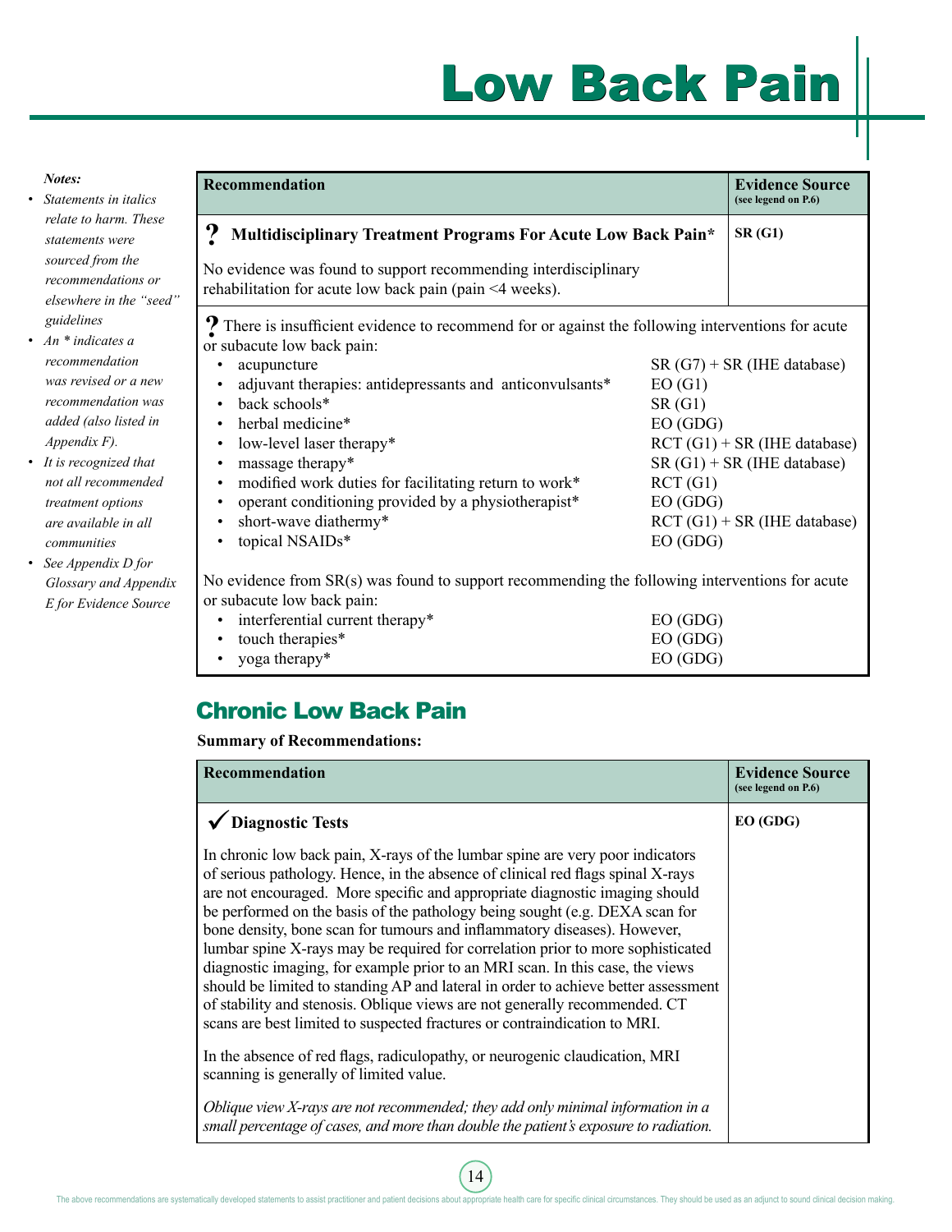# Low Back Pain

*Notes:*

- *Statements in italics relate to harm. These statements were sourced from the recommendations or elsewhere in the "seed" guidelines*
- *An * indicates a recommendation was revised or a new recommendation was added (also listed in Appendix F).*
- *It is recognized that not all recommended treatment options are available in all communities*
- *See Appendix D for Glossary and Appendix E for Evidence Source*

| Recommendation | Evidence Source (see legend on P.6) |
|---|---|
| **? Multidisciplinary Treatment Programs For Acute Low Back Pain*** <br><br> No evidence was found to support recommending interdisciplinary rehabilitation for acute low back pain (pain <4 weeks). | **SR (G1)** |
| ? There is insufficient evidence to recommend for or against the following interventions for acute or subacute low back pain: | |
| • acupuncture | SR (G7) + SR (IHE database) |
| • adjuvant therapies: antidepressants and anticonvulsants* | EO (G1) |
| • back schools* | SR (G1) |
| • herbal medicine* | EO (GDG) |
| • low-level laser therapy* | RCT (G1) + SR (IHE database) |
| • massage therapy* | SR (G1) + SR (IHE database) |
| • modified work duties for facilitating return to work* | RCT (G1) |
| • operant conditioning provided by a physiotherapist* | EO (GDG) |
| • short-wave diathermy* | RCT (G1) + SR (IHE database) |
| • topical NSAIDs* | EO (GDG) |
| No evidence from SR(s) was found to support recommending the following interventions for acute or subacute low back pain: | |
| • interferential current therapy* | EO (GDG) |
| • touch therapies* | EO (GDG) |
| • yoga therapy* | EO (GDG) |

## Chronic Low Back Pain

**Summary of Recommendations:**

| Recommendation | Evidence Source (see legend on P.6) |
|---|---|
| **✓ Diagnostic Tests** <br><br> In chronic low back pain, X-rays of the lumbar spine are very poor indicators of serious pathology. Hence, in the absence of clinical red flags spinal X-rays are not encouraged. More specific and appropriate diagnostic imaging should be performed on the basis of the pathology being sought (e.g. DEXA scan for bone density, bone scan for tumours and inflammatory diseases). However, lumbar spine X-rays may be required for correlation prior to more sophisticated diagnostic imaging, for example prior to an MRI scan. In this case, the views should be limited to standing AP and lateral in order to achieve better assessment of stability and stenosis. Oblique views are not generally recommended. CT scans are best limited to suspected fractures or contraindication to MRI. <br><br> In the absence of red flags, radiculopathy, or neurogenic claudication, MRI scanning is generally of limited value. <br><br> *Oblique view X-rays are not recommended; they add only minimal information in a small percentage of cases, and more than double the patient's exposure to radiation.* | **EO (GDG)** |

The above recommendations are systematically developed statements to assist practitioner and patient decisions about appropriate health care for specific clinical circumstances. They should be used as an adjunct to sound clinical decision making.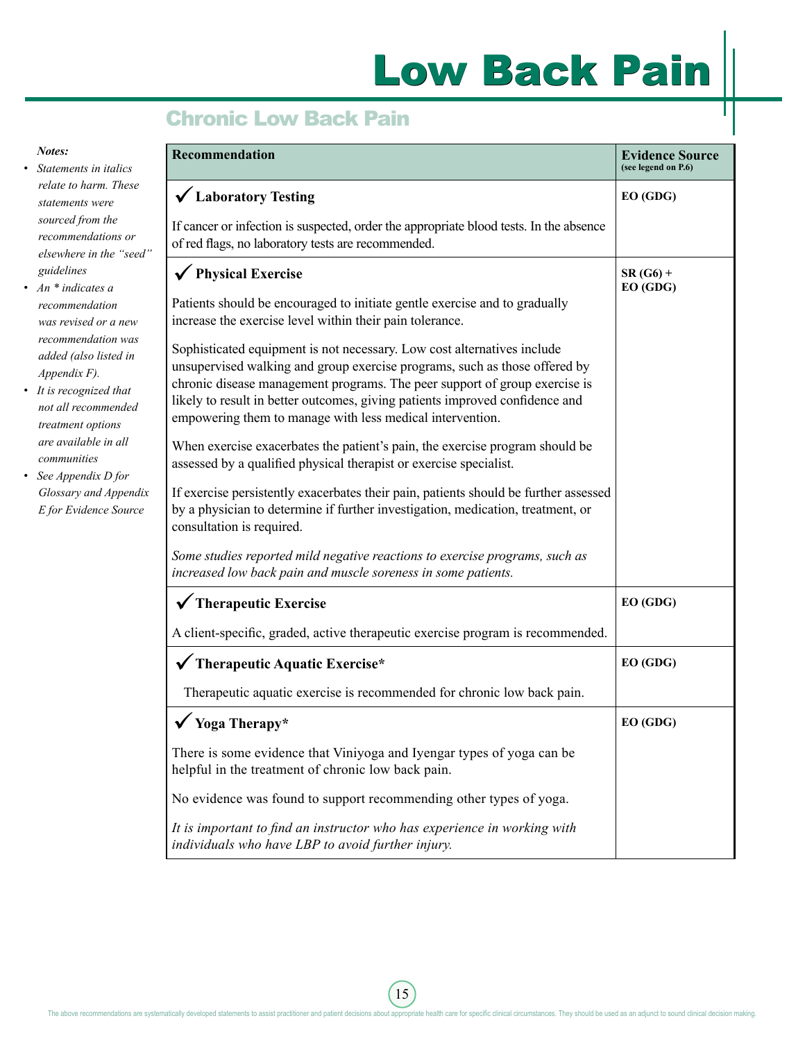# Low Back Pain

## Chronic Low Back Pain

***Notes:***

- *Statements in italics relate to harm. These statements were sourced from the recommendations or elsewhere in the "seed" guidelines*
- *An * indicates a recommendation was revised or a new recommendation was added (also listed in Appendix F).*
- *It is recognized that not all recommended treatment options are available in all communities*
- *See Appendix D for Glossary and Appendix E for Evidence Source*

| Recommendation | Evidence Source (see legend on P.6) |
|---|---|
| ✓ **Laboratory Testing**<br><br>If cancer or infection is suspected, order the appropriate blood tests. In the absence of red flags, no laboratory tests are recommended. | **EO (GDG)** |
| ✓ **Physical Exercise**<br><br>Patients should be encouraged to initiate gentle exercise and to gradually increase the exercise level within their pain tolerance.<br><br>Sophisticated equipment is not necessary. Low cost alternatives include unsupervised walking and group exercise programs, such as those offered by chronic disease management programs. The peer support of group exercise is likely to result in better outcomes, giving patients improved confidence and empowering them to manage with less medical intervention.<br><br>When exercise exacerbates the patient's pain, the exercise program should be assessed by a qualified physical therapist or exercise specialist.<br><br>If exercise persistently exacerbates their pain, patients should be further assessed by a physician to determine if further investigation, medication, treatment, or consultation is required.<br><br>*Some studies reported mild negative reactions to exercise programs, such as increased low back pain and muscle soreness in some patients.* | **SR (G6) + EO (GDG)** |
| ✓ **Therapeutic Exercise**<br><br>A client-specific, graded, active therapeutic exercise program is recommended. | **EO (GDG)** |
| ✓ **Therapeutic Aquatic Exercise***<br><br>Therapeutic aquatic exercise is recommended for chronic low back pain. | **EO (GDG)** |
| ✓ **Yoga Therapy***<br><br>There is some evidence that Viniyoga and Iyengar types of yoga can be helpful in the treatment of chronic low back pain.<br><br>No evidence was found to support recommending other types of yoga.<br><br>*It is important to find an instructor who has experience in working with individuals who have LBP to avoid further injury.* | **EO (GDG)** |

The above recommendations are systematically developed statements to assist practitioner and patient decisions about appropriate health care for specific clinical circumstances. They should be used as an adjunct to sound clinical decision making.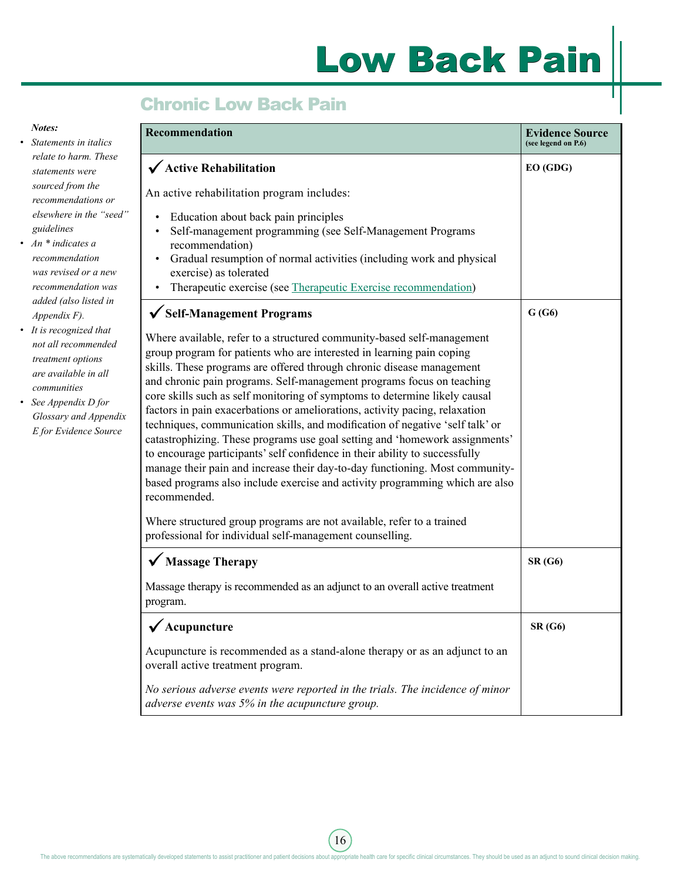# Low Back Pain

## Chronic Low Back Pain

***Notes:***

- *Statements in italics relate to harm. These statements were sourced from the recommendations or elsewhere in the "seed" guidelines*
- *An * indicates a recommendation was revised or a new recommendation was added (also listed in Appendix F).*
- *It is recognized that not all recommended treatment options are available in all communities*
- *See Appendix D for Glossary and Appendix E for Evidence Source*

| Recommendation | Evidence Source (see legend on P.6) |
|---|---|
| ✓ **Active Rehabilitation**<br><br>An active rehabilitation program includes:<br>• Education about back pain principles<br>• Self-management programming (see Self-Management Programs recommendation)<br>• Gradual resumption of normal activities (including work and physical exercise) as tolerated<br>• Therapeutic exercise (see Therapeutic Exercise recommendation) | **EO (GDG)** |
| ✓ **Self-Management Programs**<br><br>Where available, refer to a structured community-based self-management group program for patients who are interested in learning pain coping skills. These programs are offered through chronic disease management and chronic pain programs. Self-management programs focus on teaching core skills such as self monitoring of symptoms to determine likely causal factors in pain exacerbations or ameliorations, activity pacing, relaxation techniques, communication skills, and modification of negative 'self talk' or catastrophizing. These programs use goal setting and 'homework assignments' to encourage participants' self confidence in their ability to successfully manage their pain and increase their day-to-day functioning. Most community-based programs also include exercise and activity programming which are also recommended.<br><br>Where structured group programs are not available, refer to a trained professional for individual self-management counselling. | **G (G6)** |
| ✓ **Massage Therapy**<br><br>Massage therapy is recommended as an adjunct to an overall active treatment program. | **SR (G6)** |
| ✓ **Acupuncture**<br><br>Acupuncture is recommended as a stand-alone therapy or as an adjunct to an overall active treatment program.<br><br>*No serious adverse events were reported in the trials. The incidence of minor adverse events was 5% in the acupuncture group.* | **SR (G6)** |

The above recommendations are systematically developed statements to assist practitioner and patient decisions about appropriate health care for specific clinical circumstances. They should be used as an adjunct to sound clinical decision making.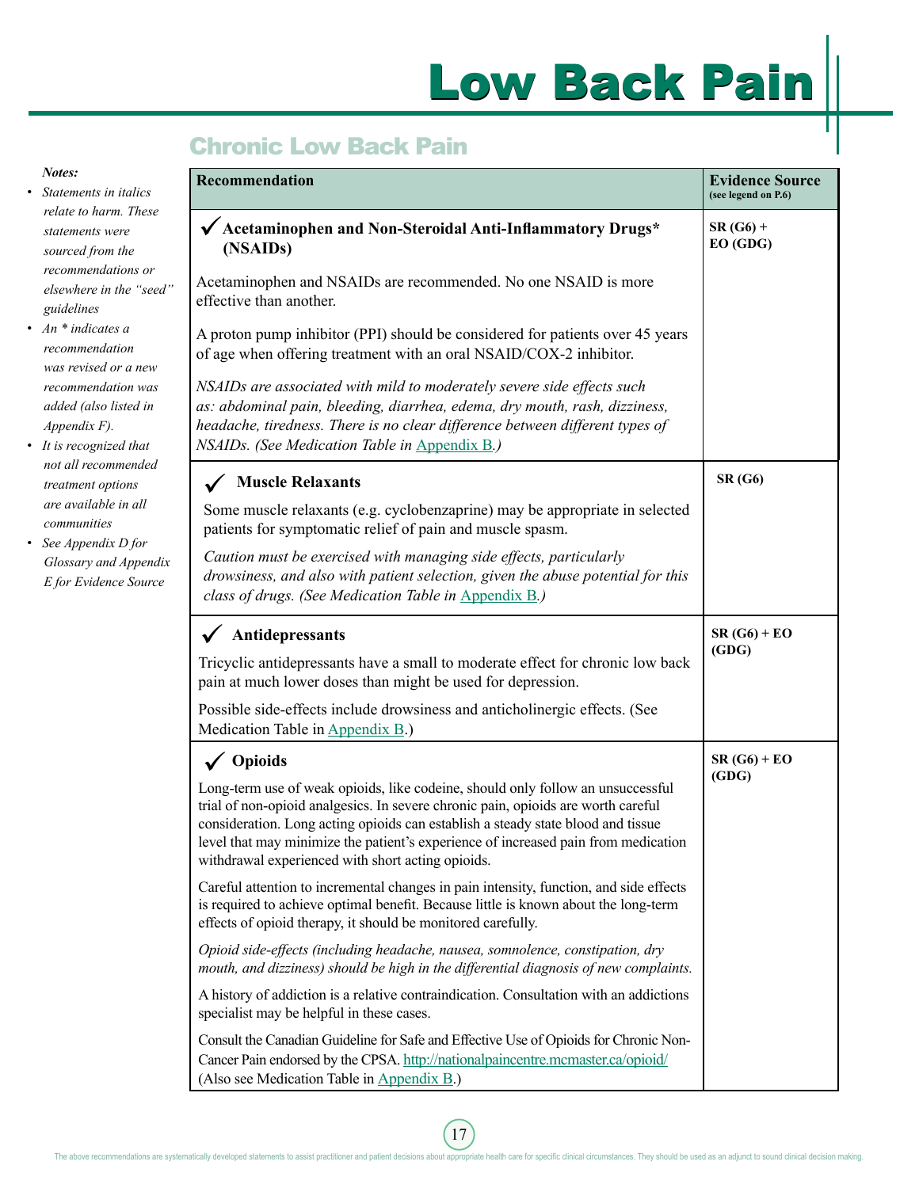# Low Back Pain

## Chronic Low Back Pain

*Notes:*

- *Statements in italics relate to harm. These statements were sourced from the recommendations or elsewhere in the "seed" guidelines*
- *An * indicates a recommendation was revised or a new recommendation was added (also listed in Appendix F).*
- *It is recognized that not all recommended treatment options are available in all communities*
- *See Appendix D for Glossary and Appendix E for Evidence Source*

| Recommendation | Evidence Source (see legend on P.6) |
|---|---|
| ✓ **Acetaminophen and Non-Steroidal Anti-Inflammatory Drugs* (NSAIDs)**<br><br>Acetaminophen and NSAIDs are recommended. No one NSAID is more effective than another.<br><br>A proton pump inhibitor (PPI) should be considered for patients over 45 years of age when offering treatment with an oral NSAID/COX-2 inhibitor.<br><br>*NSAIDs are associated with mild to moderately severe side effects such as: abdominal pain, bleeding, diarrhea, edema, dry mouth, rash, dizziness, headache, tiredness. There is no clear difference between different types of NSAIDs. (See Medication Table in Appendix B.)* | **SR (G6) + EO (GDG)** |
| ✓ **Muscle Relaxants**<br><br>Some muscle relaxants (e.g. cyclobenzaprine) may be appropriate in selected patients for symptomatic relief of pain and muscle spasm.<br><br>*Caution must be exercised with managing side effects, particularly drowsiness, and also with patient selection, given the abuse potential for this class of drugs. (See Medication Table in Appendix B.)* | **SR (G6)** |
| ✓ **Antidepressants**<br><br>Tricyclic antidepressants have a small to moderate effect for chronic low back pain at much lower doses than might be used for depression.<br><br>Possible side-effects include drowsiness and anticholinergic effects. (See Medication Table in Appendix B.) | **SR (G6) + EO (GDG)** |
| ✓ **Opioids**<br><br>Long-term use of weak opioids, like codeine, should only follow an unsuccessful trial of non-opioid analgesics. In severe chronic pain, opioids are worth careful consideration. Long acting opioids can establish a steady state blood and tissue level that may minimize the patient's experience of increased pain from medication withdrawal experienced with short acting opioids.<br><br>Careful attention to incremental changes in pain intensity, function, and side effects is required to achieve optimal benefit. Because little is known about the long-term effects of opioid therapy, it should be monitored carefully.<br><br>*Opioid side-effects (including headache, nausea, somnolence, constipation, dry mouth, and dizziness) should be high in the differential diagnosis of new complaints.*<br><br>A history of addiction is a relative contraindication. Consultation with an addictions specialist may be helpful in these cases.<br><br>Consult the Canadian Guideline for Safe and Effective Use of Opioids for Chronic Non-Cancer Pain endorsed by the CPSA. http://nationalpaincentre.mcmaster.ca/opioid/ (Also see Medication Table in Appendix B.) | **SR (G6) + EO (GDG)** |

The above recommendations are systematically developed statements to assist practitioner and patient decisions about appropriate health care for specific clinical circumstances. They should be used as an adjunct to sound clinical decision making.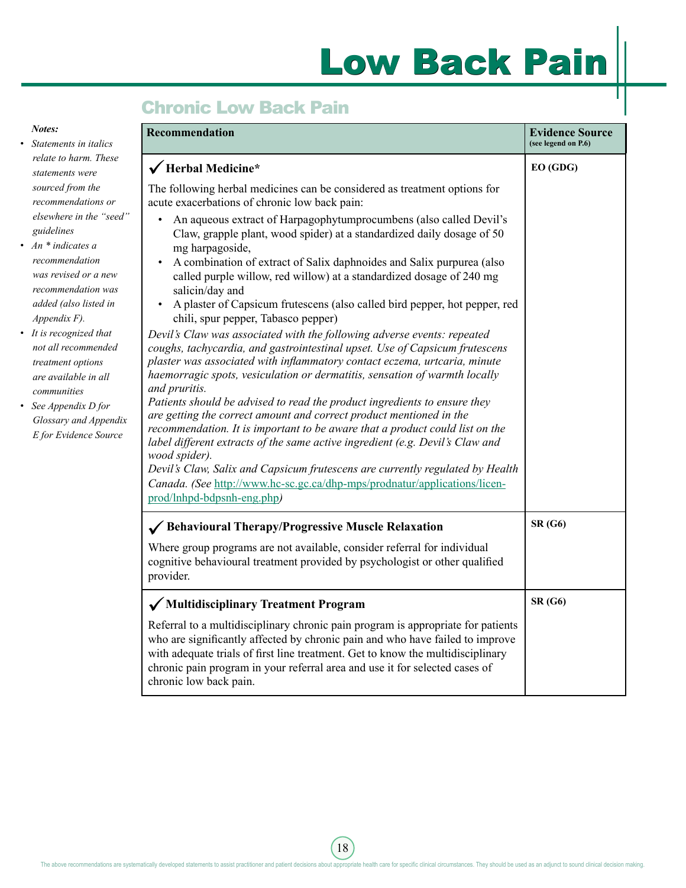# Low Back Pain

## Chronic Low Back Pain

*Notes:*

- *Statements in italics relate to harm. These statements were sourced from the recommendations or elsewhere in the "seed" guidelines*
- *An * indicates a recommendation was revised or a new recommendation was added (also listed in Appendix F).*
- *It is recognized that not all recommended treatment options are available in all communities*
- *See Appendix D for Glossary and Appendix E for Evidence Source*

| Recommendation | Evidence Source (see legend on P.6) |
|---|---|
| ✓ **Herbal Medicine*** <br><br> The following herbal medicines can be considered as treatment options for acute exacerbations of chronic low back pain: <br> • An aqueous extract of Harpagophytumprocumbens (also called Devil's Claw, grapple plant, wood spider) at a standardized daily dosage of 50 mg harpagoside, <br> • A combination of extract of Salix daphnoides and Salix purpurea (also called purple willow, red willow) at a standardized dosage of 240 mg salicin/day and <br> • A plaster of Capsicum frutescens (also called bird pepper, hot pepper, red chili, spur pepper, Tabasco pepper) <br> *Devil's Claw was associated with the following adverse events: repeated coughs, tachycardia, and gastrointestinal upset. Use of Capsicum frutescens plaster was associated with inflammatory contact eczema, urtcaria, minute haemorragic spots, vesiculation or dermatitis, sensation of warmth locally and pruritis.* <br> *Patients should be advised to read the product ingredients to ensure they are getting the correct amount and correct product mentioned in the recommendation. It is important to be aware that a product could list on the label different extracts of the same active ingredient (e.g. Devil's Claw and wood spider).* <br> *Devil's Claw, Salix and Capsicum frutescens are currently regulated by Health Canada. (See* http://www.hc-sc.gc.ca/dhp-mps/prodnatur/applications/licen-prod/lnhpd-bdpsnh-eng.php*)* | **EO (GDG)** |
| ✓ **Behavioural Therapy/Progressive Muscle Relaxation** <br><br> Where group programs are not available, consider referral for individual cognitive behavioural treatment provided by psychologist or other qualified provider. | **SR (G6)** |
| ✓ **Multidisciplinary Treatment Program** <br><br> Referral to a multidisciplinary chronic pain program is appropriate for patients who are significantly affected by chronic pain and who have failed to improve with adequate trials of first line treatment. Get to know the multidisciplinary chronic pain program in your referral area and use it for selected cases of chronic low back pain. | **SR (G6)** |

The above recommendations are systematically developed statements to assist practitioner and patient decisions about appropriate health care for specific clinical circumstances. They should be used as an adjunct to sound clinical decision making.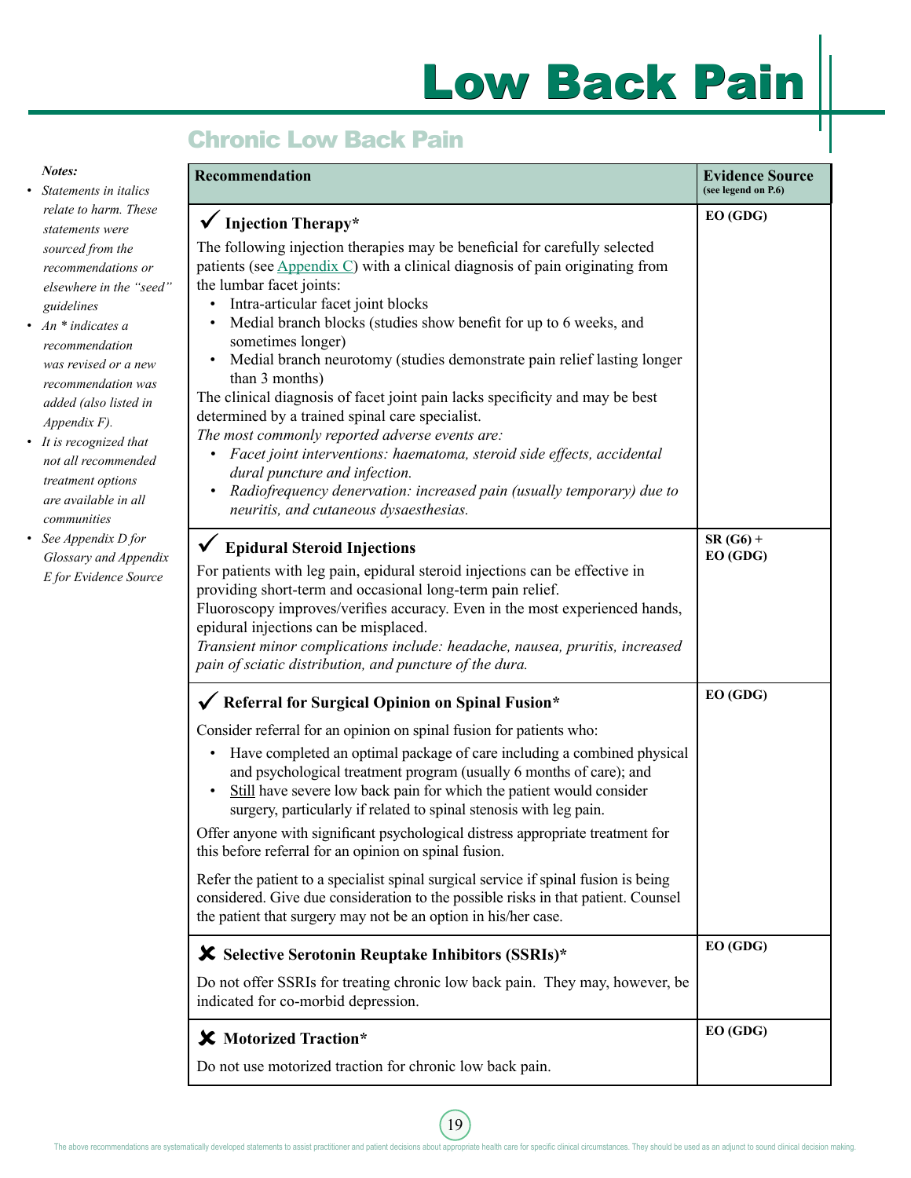# Low Back Pain

## Chronic Low Back Pain

***Notes:***

- *Statements in italics relate to harm. These statements were sourced from the recommendations or elsewhere in the "seed" guidelines*
- *An * indicates a recommendation was revised or a new recommendation was added (also listed in Appendix F).*
- *It is recognized that not all recommended treatment options are available in all communities*
- *See Appendix D for Glossary and Appendix E for Evidence Source*

| **Recommendation** | **Evidence Source** (see legend on P.6) |
|---|---|
| ✓ **Injection Therapy*** <br><br> The following injection therapies may be beneficial for carefully selected patients (see Appendix C) with a clinical diagnosis of pain originating from the lumbar facet joints: <br> • Intra-articular facet joint blocks <br> • Medial branch blocks (studies show benefit for up to 6 weeks, and sometimes longer) <br> • Medial branch neurotomy (studies demonstrate pain relief lasting longer than 3 months) <br> The clinical diagnosis of facet joint pain lacks specificity and may be best determined by a trained spinal care specialist. <br> *The most commonly reported adverse events are:* <br> • *Facet joint interventions: haematoma, steroid side effects, accidental dural puncture and infection.* <br> • *Radiofrequency denervation: increased pain (usually temporary) due to neuritis, and cutaneous dysaesthesias.* | **EO (GDG)** |
| ✓ **Epidural Steroid Injections** <br><br> For patients with leg pain, epidural steroid injections can be effective in providing short-term and occasional long-term pain relief. <br> Fluoroscopy improves/verifies accuracy. Even in the most experienced hands, epidural injections can be misplaced. <br> *Transient minor complications include: headache, nausea, pruritis, increased pain of sciatic distribution, and puncture of the dura.* | **SR (G6) + EO (GDG)** |
| ✓ **Referral for Surgical Opinion on Spinal Fusion*** <br><br> Consider referral for an opinion on spinal fusion for patients who: <br> • Have completed an optimal package of care including a combined physical and psychological treatment program (usually 6 months of care); and <br> • Still have severe low back pain for which the patient would consider surgery, particularly if related to spinal stenosis with leg pain. <br><br> Offer anyone with significant psychological distress appropriate treatment for this before referral for an opinion on spinal fusion. <br><br> Refer the patient to a specialist spinal surgical service if spinal fusion is being considered. Give due consideration to the possible risks in that patient. Counsel the patient that surgery may not be an option in his/her case. | **EO (GDG)** |
| ✘ **Selective Serotonin Reuptake Inhibitors (SSRIs)*** <br><br> Do not offer SSRIs for treating chronic low back pain. They may, however, be indicated for co-morbid depression. | **EO (GDG)** |
| ✘ **Motorized Traction*** <br><br> Do not use motorized traction for chronic low back pain. | **EO (GDG)** |

The above recommendations are systematically developed statements to assist practitioner and patient decisions about appropriate health care for specific clinical circumstances. They should be used as an adjunct to sound clinical decision making.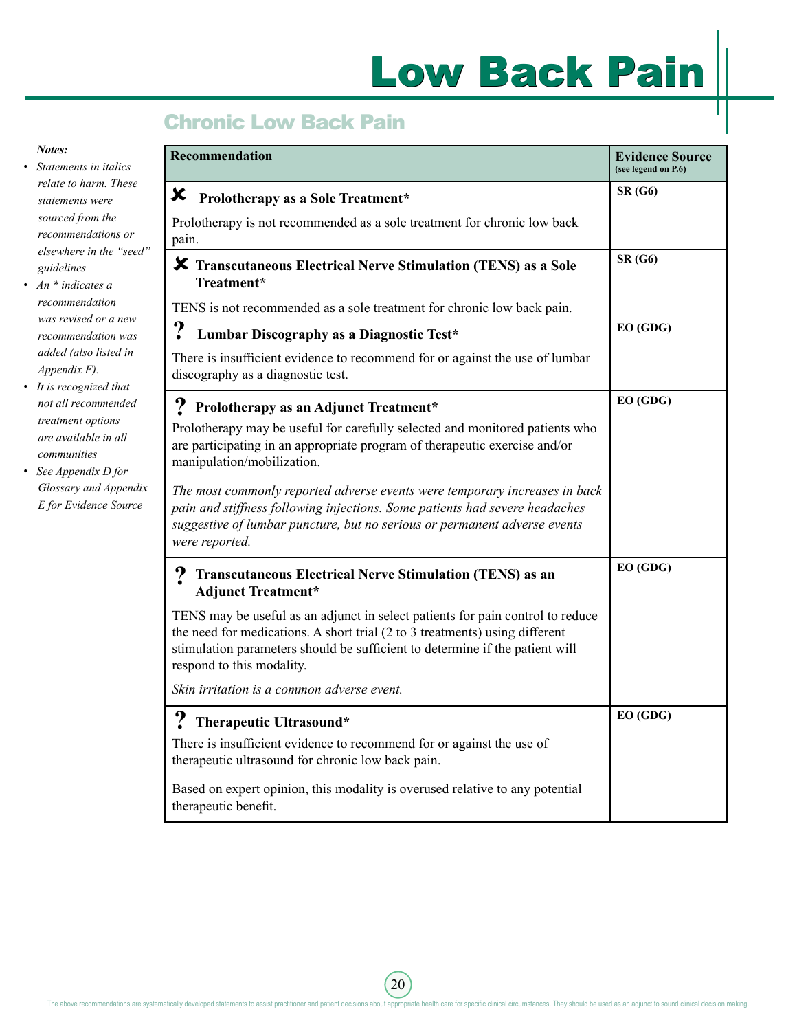# Low Back Pain

## Chronic Low Back Pain

***Notes:***

- *Statements in italics relate to harm. These statements were sourced from the recommendations or elsewhere in the "seed" guidelines*
- *An * indicates a recommendation was revised or a new recommendation was added (also listed in Appendix F).*
- *It is recognized that not all recommended treatment options are available in all communities*
- *See Appendix D for Glossary and Appendix E for Evidence Source*

| Recommendation | Evidence Source (see legend on P.6) |
|---|---|
| ✘ **Prolotherapy as a Sole Treatment*** <br><br> Prolotherapy is not recommended as a sole treatment for chronic low back pain. | **SR (G6)** |
| ✘ **Transcutaneous Electrical Nerve Stimulation (TENS) as a Sole Treatment*** <br><br> TENS is not recommended as a sole treatment for chronic low back pain. | **SR (G6)** |
| ? **Lumbar Discography as a Diagnostic Test*** <br><br> There is insufficient evidence to recommend for or against the use of lumbar discography as a diagnostic test. | **EO (GDG)** |
| ? **Prolotherapy as an Adjunct Treatment*** <br><br> Prolotherapy may be useful for carefully selected and monitored patients who are participating in an appropriate program of therapeutic exercise and/or manipulation/mobilization. <br><br> *The most commonly reported adverse events were temporary increases in back pain and stiffness following injections. Some patients had severe headaches suggestive of lumbar puncture, but no serious or permanent adverse events were reported.* | **EO (GDG)** |
| ? **Transcutaneous Electrical Nerve Stimulation (TENS) as an Adjunct Treatment*** <br><br> TENS may be useful as an adjunct in select patients for pain control to reduce the need for medications. A short trial (2 to 3 treatments) using different stimulation parameters should be sufficient to determine if the patient will respond to this modality. <br><br> *Skin irritation is a common adverse event.* | **EO (GDG)** |
| ? **Therapeutic Ultrasound*** <br><br> There is insufficient evidence to recommend for or against the use of therapeutic ultrasound for chronic low back pain. <br><br> Based on expert opinion, this modality is overused relative to any potential therapeutic benefit. | **EO (GDG)** |

The above recommendations are systematically developed statements to assist practitioner and patient decisions about appropriate health care for specific clinical circumstances. They should be used as an adjunct to sound clinical decision making.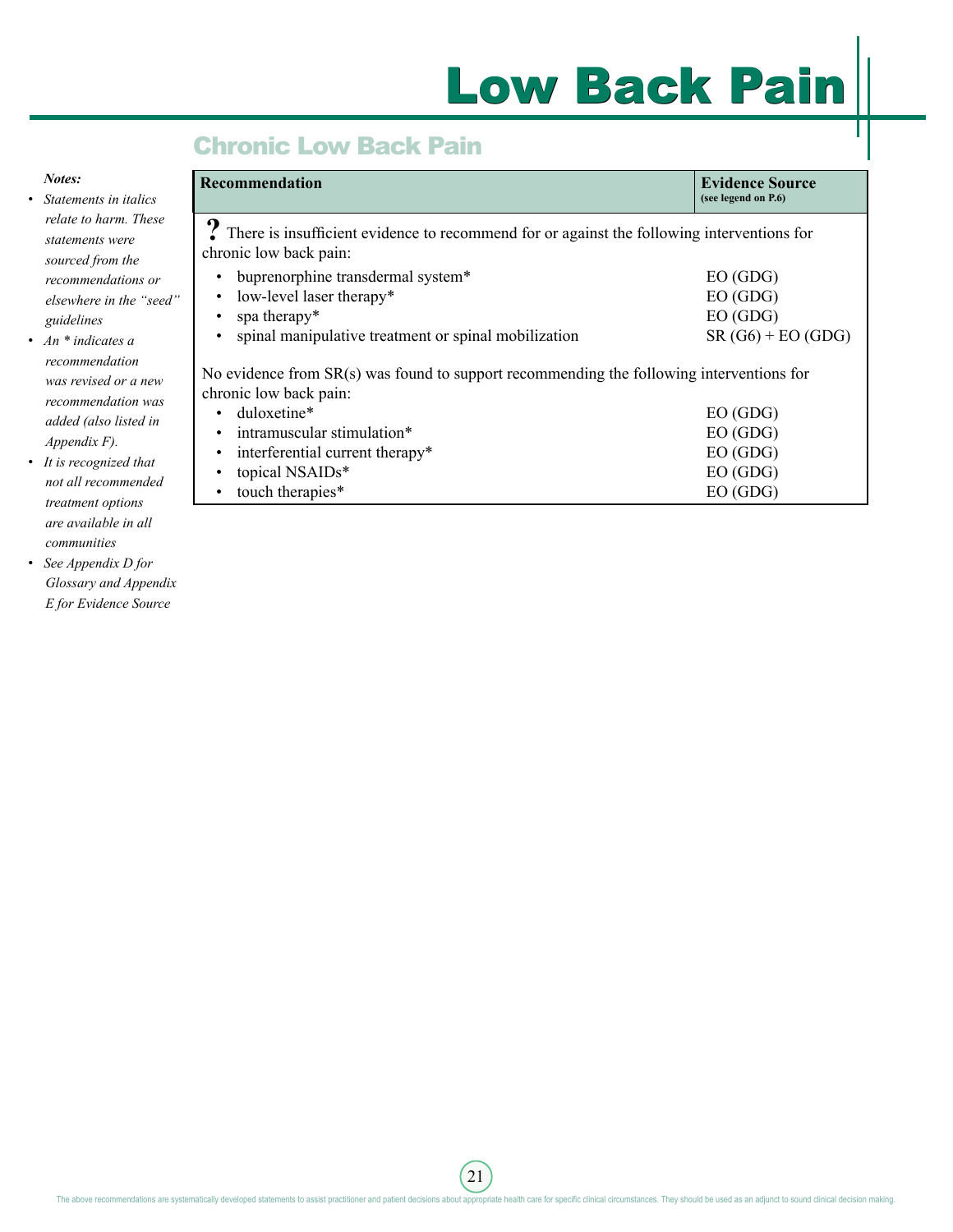# Low Back Pain

## Chronic Low Back Pain

***Notes:***

- *Statements in italics relate to harm. These statements were sourced from the recommendations or elsewhere in the "seed" guidelines*
- *An * indicates a recommendation was revised or a new recommendation was added (also listed in Appendix F).*
- *It is recognized that not all recommended treatment options are available in all communities*
- *See Appendix D for Glossary and Appendix E for Evidence Source*

| Recommendation | Evidence Source (see legend on P.6) |
|---|---|
| **?** There is insufficient evidence to recommend for or against the following interventions for chronic low back pain: | |
| • buprenorphine transdermal system* | EO (GDG) |
| • low-level laser therapy* | EO (GDG) |
| • spa therapy* | EO (GDG) |
| • spinal manipulative treatment or spinal mobilization | SR (G6) + EO (GDG) |
| No evidence from SR(s) was found to support recommending the following interventions for chronic low back pain: | |
| • duloxetine* | EO (GDG) |
| • intramuscular stimulation* | EO (GDG) |
| • interferential current therapy* | EO (GDG) |
| • topical NSAIDs* | EO (GDG) |
| • touch therapies* | EO (GDG) |

The above recommendations are systematically developed statements to assist practitioner and patient decisions about appropriate health care for specific clinical circumstances. They should be used as an adjunct to sound clinical decision making.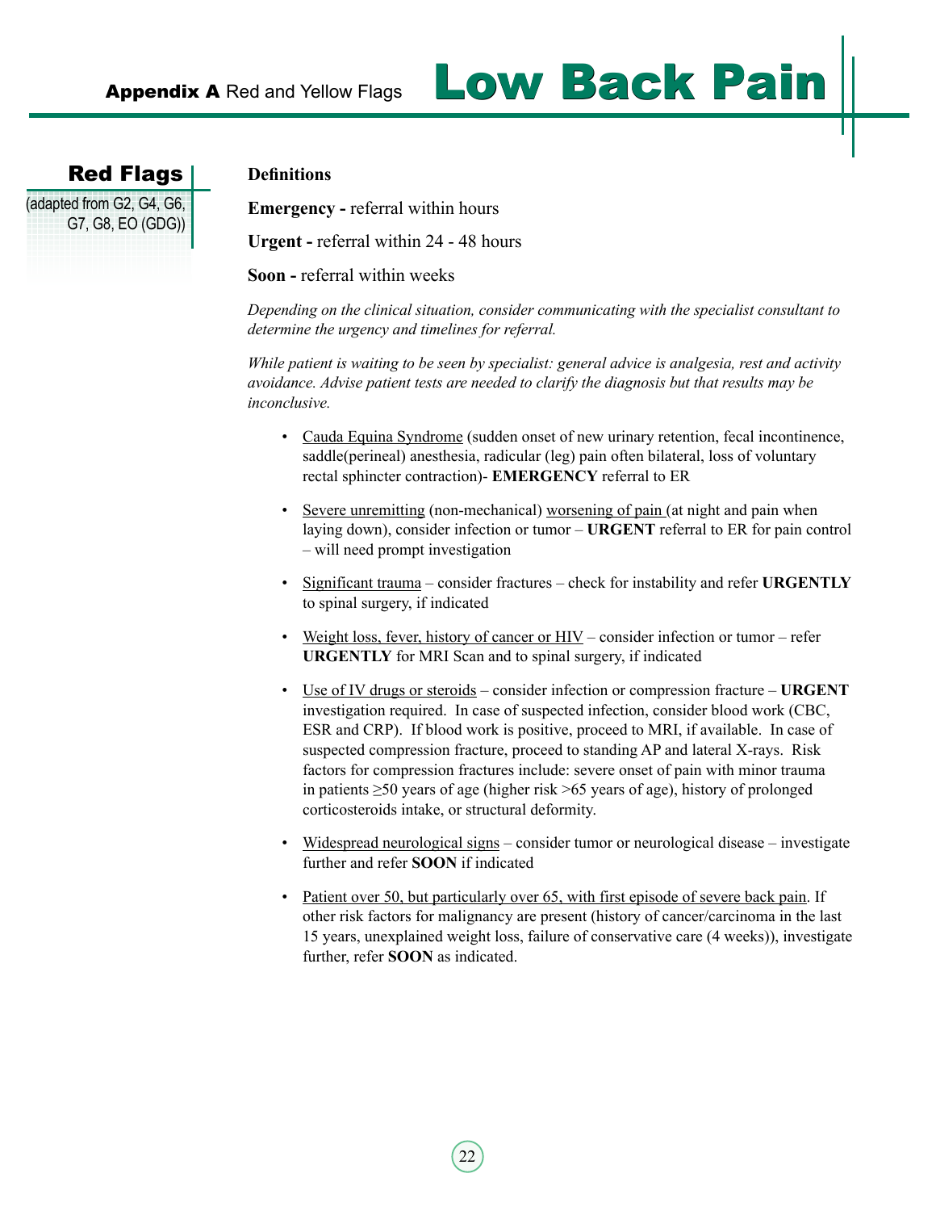## Red Flags

(adapted from G2, G4, G6, G7, G8, EO (GDG))

**Definitions**

**Emergency -** referral within hours

**Urgent -** referral within 24 - 48 hours

**Soon -** referral within weeks

*Depending on the clinical situation, consider communicating with the specialist consultant to determine the urgency and timelines for referral.*

*While patient is waiting to be seen by specialist: general advice is analgesia, rest and activity avoidance. Advise patient tests are needed to clarify the diagnosis but that results may be inconclusive.*

- Cauda Equina Syndrome (sudden onset of new urinary retention, fecal incontinence, saddle(perineal) anesthesia, radicular (leg) pain often bilateral, loss of voluntary rectal sphincter contraction)- **EMERGENCY** referral to ER
- Severe unremitting (non-mechanical) worsening of pain (at night and pain when laying down), consider infection or tumor – **URGENT** referral to ER for pain control – will need prompt investigation
- Significant trauma – consider fractures – check for instability and refer **URGENTLY** to spinal surgery, if indicated
- Weight loss, fever, history of cancer or HIV – consider infection or tumor – refer **URGENTLY** for MRI Scan and to spinal surgery, if indicated
- Use of IV drugs or steroids – consider infection or compression fracture – **URGENT** investigation required. In case of suspected infection, consider blood work (CBC, ESR and CRP). If blood work is positive, proceed to MRI, if available. In case of suspected compression fracture, proceed to standing AP and lateral X-rays. Risk factors for compression fractures include: severe onset of pain with minor trauma in patients ≥50 years of age (higher risk >65 years of age), history of prolonged corticosteroids intake, or structural deformity.
- Widespread neurological signs – consider tumor or neurological disease – investigate further and refer **SOON** if indicated
- Patient over 50, but particularly over 65, with first episode of severe back pain. If other risk factors for malignancy are present (history of cancer/carcinoma in the last 15 years, unexplained weight loss, failure of conservative care (4 weeks)), investigate further, refer **SOON** as indicated.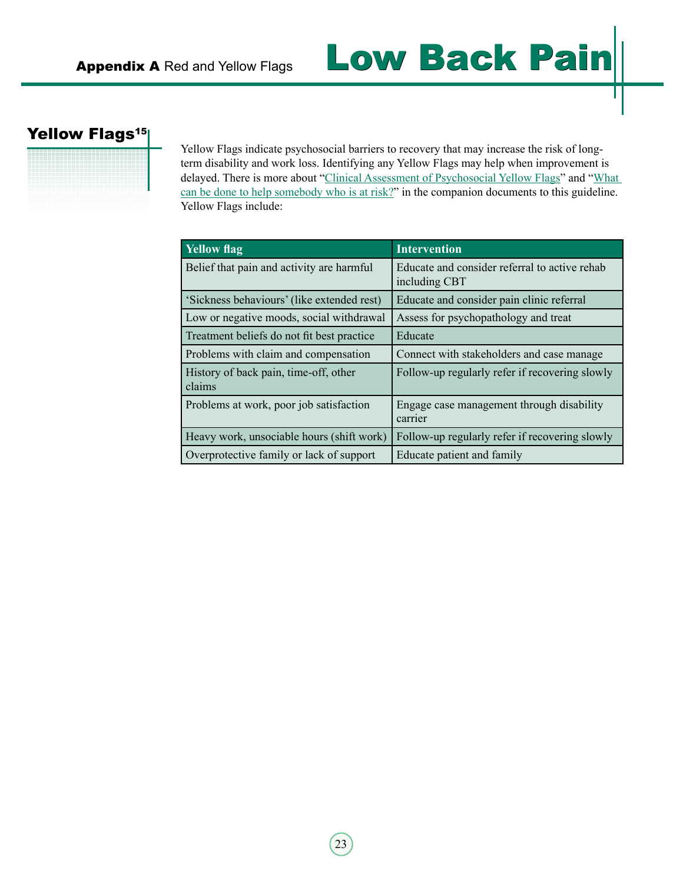## Yellow Flags[15]

Yellow Flags indicate psychosocial barriers to recovery that may increase the risk of long-term disability and work loss. Identifying any Yellow Flags may help when improvement is delayed. There is more about "Clinical Assessment of Psychosocial Yellow Flags" and "What can be done to help somebody who is at risk?" in the companion documents to this guideline. Yellow Flags include:

| Yellow flag | Intervention |
|---|---|
| Belief that pain and activity are harmful | Educate and consider referral to active rehab including CBT |
| 'Sickness behaviours' (like extended rest) | Educate and consider pain clinic referral |
| Low or negative moods, social withdrawal | Assess for psychopathology and treat |
| Treatment beliefs do not fit best practice | Educate |
| Problems with claim and compensation | Connect with stakeholders and case manage |
| History of back pain, time-off, other claims | Follow-up regularly refer if recovering slowly |
| Problems at work, poor job satisfaction | Engage case management through disability carrier |
| Heavy work, unsociable hours (shift work) | Follow-up regularly refer if recovering slowly |
| Overprotective family or lack of support | Educate patient and family |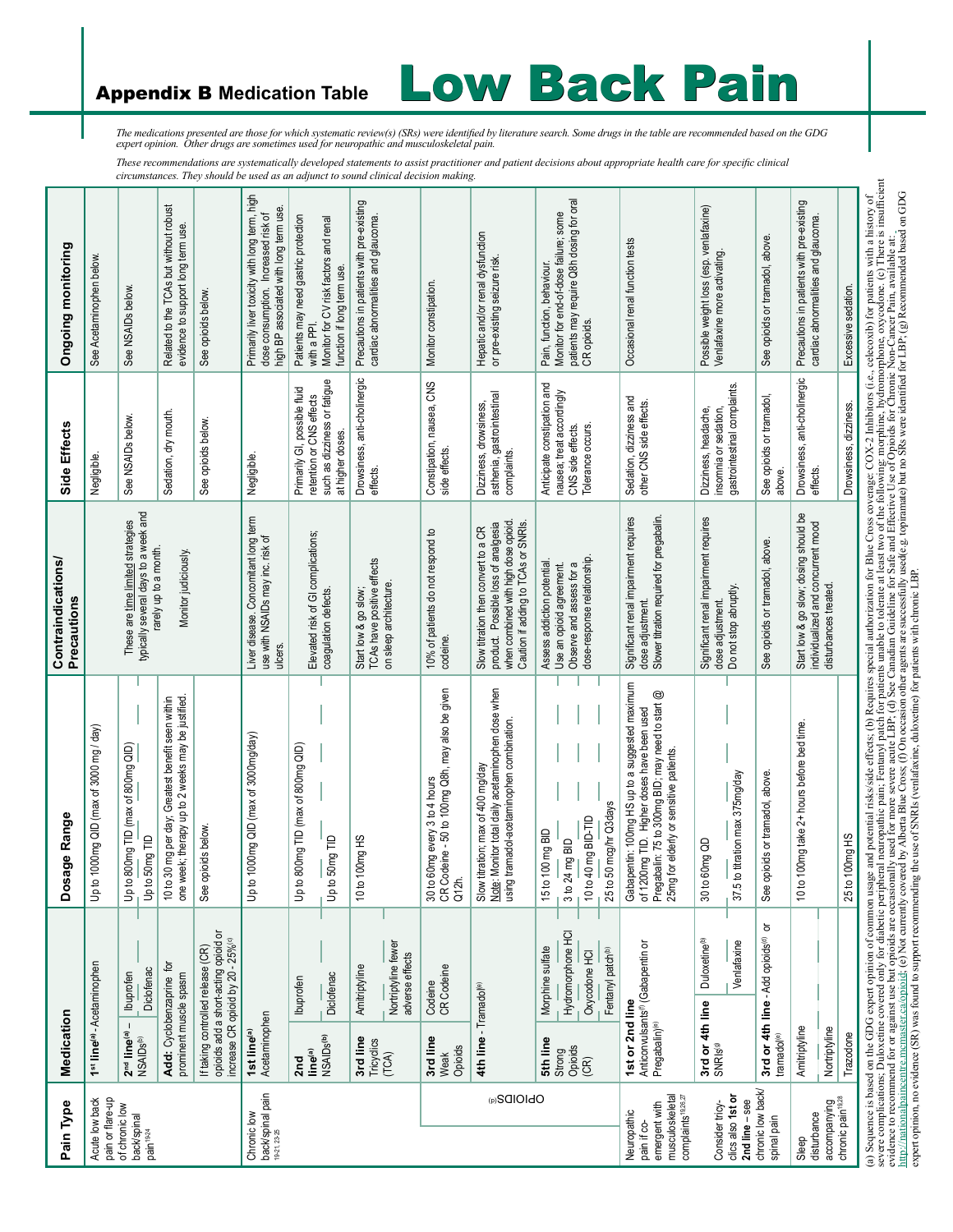# Appendix B Medication Table — Low Back Pain

*The medications presented are those for which systematic review(s) (SRs) were identified by literature search. Some drugs in the table are recommended based on the GDG expert opinion. Other drugs are sometimes used for neuropathic and musculoskeletal pain.*

*These recommendations are systematically developed statements to assist practitioner and patient decisions about appropriate health care for specific clinical circumstances. They should be used as an adjunct to sound clinical decision making.*

| Pain Type | Medication | | Dosage Range | Contraindications/ Precautions | Side Effects | Ongoing monitoring |
|---|---|---|---|---|---|---|
| Acute low back pain or flare-up of chronic low back/spinal pain[19-24] | **1st line[a]** - Acetaminophen | | Up to 1000mg QID (max of 3000 mg / day) | | Negligible. | See Acetaminophen below. |
| | **2nd line[a]** – NSAIDs[b] | Ibuprofen | Up to 800mg TID (max of 800mg QID) | These are time limited strategies typically several days to a week and rarely up to a month. | See NSAIDs below. | See NSAIDs below. |
| | | Diclofenac | Up to 50mg TID | | | |
| | **Add:** Cyclobenzaprine for prominent muscle spasm | | 10 to 30 mg per day; Greatest benefit seen within one week; therapy up to 2 weeks may be justified. | | Sedation, dry mouth. | Related to the TCAs but without robust evidence to support long term use. |
| | If taking controlled release (CR) opioids add a short-acting opioid or increase CR opioid by 20 - 25%[c] | | See opioids below. | Monitor judiciously. | See opioids below. | See opioids below. |
| Chronic low back/spinal pain[19-21, 23-25] | **1st line[a]** Acetaminophen | | Up to 1000mg QID (max of 3000mg/day) | Liver disease. Concomitant long term use with NSAIDs may inc. risk of ulcers. | Negligible. | Primarily liver toxicity with long term, high dose consumption. Increased risk of high BP associated with long term use. |
| | **2nd line[a]** NSAIDs[b] | Ibuprofen | Up to 800mg TID (max of 800mg QID) | Elevated risk of GI complications; coagulation defects. | Primarily GI, possible fluid retention or CNS effects such as dizziness or fatigue at higher doses. | Patients may need gastric protection with a PPI. Monitor for CV risk factors and renal function if long term use. |
| | | Diclofenac | Up to 50mg TID | | | |
| | **3rd line** Tricyclics (TCA) | Amitriptyline | 10 to 100mg HS | Start low & go slow; TCAs have positive effects on sleep architecture. | Drowsiness, anti-cholinergic effects. | Precautions in patients with pre-existing cardiac abnormalities and glaucoma. |
| | | Nortriptyline fewer adverse effects | | | | |
| | OPIOIDS[d] — **3rd line** Weak Opioids | Codeine<br>CR Codeine | 30 to 60mg every 3 to 4 hours<br>CR Codeine - 50 to 100mg Q8h, may also be given Q12h. | 10% of patients do not respond to codeine. | Constipation, nausea, CNS side effects. | Monitor constipation. |
| | OPIOIDS[d] — **4th line** - Tramadol[e] | | Slow titration; max of 400 mg/day<br>Note: Monitor total daily acetaminophen dose when using tramadol-acetaminophen combination. | Slow titration then convert to a CR product. Possible loss of analgesia when combined with high dose opioid. Caution if adding to TCAs or SNRIs. | Dizziness, drowsiness, asthenia, gastrointestinal complaints. | Hepatic and/or renal dysfunction or pre-existing seizure risk. |
| | OPIOIDS[d] — **5th line** Strong Opioids (CR) | Morphine sulfate | 15 to 100 mg BID | Assess addiction potential. Use an opioid agreement. Observe and assess for a dose-response relationship. | Anticipate constipation and nausea; treat accordingly CNS side effects. Tolerance occurs. | Pain, function, behaviour. Monitor for end-of-dose failure; some patients may require Q8h dosing for oral CR opioids. |
| | | Hydromorphone HCl | 3 to 24 mg BID | | | |
| | | Oxycodone HCl | 10 to 40 mg BID-TID | | | |
| | | Fentanyl patch[b] | 25 to 50 mcg/hr Q3days | | | |
| Neuropathic pain if co-emergent with musculoskeletal complaints[19,26,27] | **1st or 2nd line** Anticonvulsants[f] (Gabapentin or Pregabalin)[e] | | Gabapentin: 100mg HS up to a suggested maximum of 1200mg TID. Higher doses have been used<br>Pregabalin: 75 to 300mg BID; may need to start @ 25mg for elderly or sensitive patients. | Significant renal impairment requires dose adjustment. Slower titration required for pregabalin. | Sedation, dizziness and other CNS side effects. | Occasional renal function tests |
| Consider tricyclics also **1st or 2nd line** – see chronic low back/ spinal pain | **3rd or 4th line** SNRIs[g] | Duloxetine[b] | 30 to 60mg QD | Significant renal impairment requires dose adjustment. Do not stop abruptly. | Dizziness, headache, insomnia or sedation, gastrointestinal complaints. | Possible weight loss (esp. venlafaxine) Venlafaxine more activating. |
| | | Venlafaxine | 37.5 to titration max 375mg/day | | | |
| | **3rd or 4th line** - Add opioids[d] or tramadol[e] | | See opioids or tramadol, above. | See opioids or tramadol, above. | See opioids or tramadol, above. | See opioids or tramadol, above. |
| Sleep disturbance accompanying chronic pain[19,28] | Amitriptyline | | 10 to 100mg take 2+ hours before bed time. | Start low & go slow; dosing should be individualized and concurrent mood disturbances treated. | Drowsiness, anti-cholinergic effects. | Precautions in patients with pre-existing cardiac abnormalities and glaucoma. |
| | Nortriptyline | | | | | |
| | Trazodone | | 25 to 100mg HS | | Drowsiness, dizziness. | Excessive sedation. |

(a) Sequence is based on the GDG expert opinion of common usage and potential risks/side effects; (b) Requires special authorization for Blue Cross coverage: COX-2 Inhibitors (i.e., celecoxib) for patients with a history of severe complications; Duloxetine covered only for diabetic peripheral neuropathic pain; Fentanyl patch for patients unable to tolerate at least two of the following: morphine, hydromorphone, oxycodone. (c) There is insufficient evidence to recommend for or against use but opioids are occasionally used for more severe acute LBP; (d) See Canadian Guideline for Safe and Effective Use of Opioids for Chronic Non-Cancer Pain, available at: http://nationalpaincentre.mcmaster.ca/opioid/; (e) Not currently covered by Alberta Blue Cross; (f) On occasion other agents are successfully used(e.g. topiramate) but no SRs were identified for LBP; (g) Recommended based on GDG expert opinion, no evidence (SR) was found to support recommending the use of SNRIs (venlafaxine, duloxetine) for patients with chronic LBP.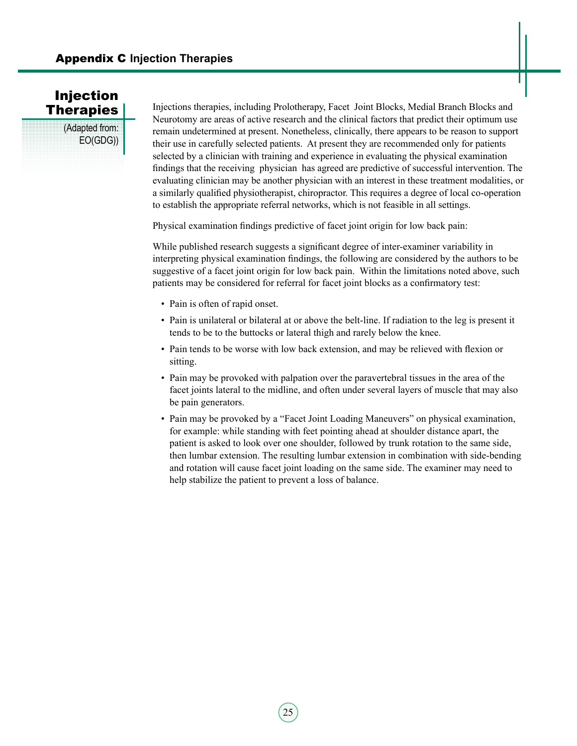# Appendix C Injection Therapies

## Injection Therapies

(Adapted from: EO(GDG))

Injections therapies, including Prolotherapy, Facet Joint Blocks, Medial Branch Blocks and Neurotomy are areas of active research and the clinical factors that predict their optimum use remain undetermined at present. Nonetheless, clinically, there appears to be reason to support their use in carefully selected patients. At present they are recommended only for patients selected by a clinician with training and experience in evaluating the physical examination findings that the receiving physician has agreed are predictive of successful intervention. The evaluating clinician may be another physician with an interest in these treatment modalities, or a similarly qualified physiotherapist, chiropractor. This requires a degree of local co-operation to establish the appropriate referral networks, which is not feasible in all settings.

Physical examination findings predictive of facet joint origin for low back pain:

While published research suggests a significant degree of inter-examiner variability in interpreting physical examination findings, the following are considered by the authors to be suggestive of a facet joint origin for low back pain. Within the limitations noted above, such patients may be considered for referral for facet joint blocks as a confirmatory test:

- Pain is often of rapid onset.
- Pain is unilateral or bilateral at or above the belt-line. If radiation to the leg is present it tends to be to the buttocks or lateral thigh and rarely below the knee.
- Pain tends to be worse with low back extension, and may be relieved with flexion or sitting.
- Pain may be provoked with palpation over the paravertebral tissues in the area of the facet joints lateral to the midline, and often under several layers of muscle that may also be pain generators.
- Pain may be provoked by a "Facet Joint Loading Maneuvers" on physical examination, for example: while standing with feet pointing ahead at shoulder distance apart, the patient is asked to look over one shoulder, followed by trunk rotation to the same side, then lumbar extension. The resulting lumbar extension in combination with side-bending and rotation will cause facet joint loading on the same side. The examiner may need to help stabilize the patient to prevent a loss of balance.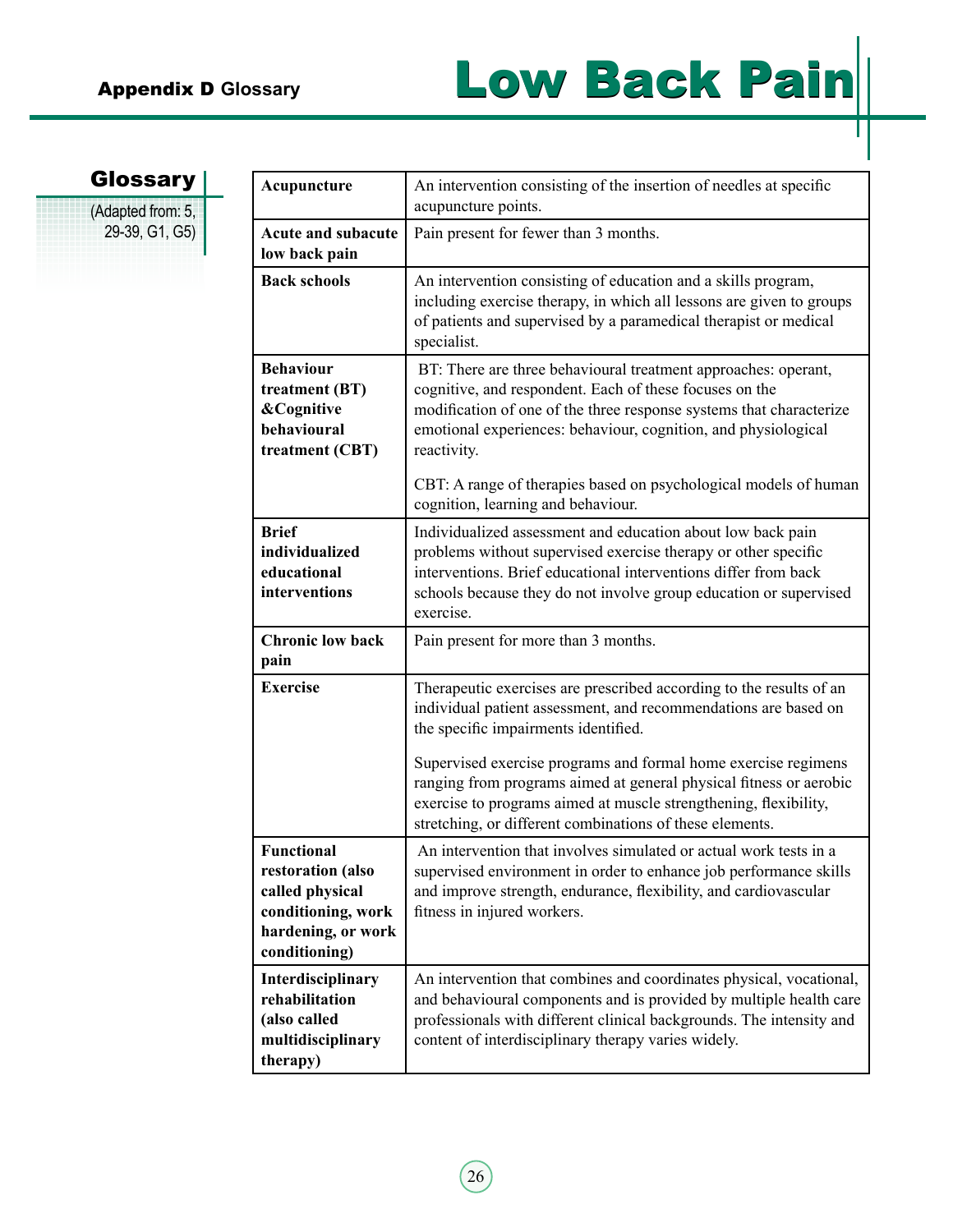## Glossary

(Adapted from: 5, 29-39, G1, G5)

| | |
|---|---|
| **Acupuncture** | An intervention consisting of the insertion of needles at specific acupuncture points. |
| **Acute and subacute low back pain** | Pain present for fewer than 3 months. |
| **Back schools** | An intervention consisting of education and a skills program, including exercise therapy, in which all lessons are given to groups of patients and supervised by a paramedical therapist or medical specialist. |
| **Behaviour treatment (BT) &Cognitive behavioural treatment (CBT)** | BT: There are three behavioural treatment approaches: operant, cognitive, and respondent. Each of these focuses on the modification of one of the three response systems that characterize emotional experiences: behaviour, cognition, and physiological reactivity.<br><br>CBT: A range of therapies based on psychological models of human cognition, learning and behaviour. |
| **Brief individualized educational interventions** | Individualized assessment and education about low back pain problems without supervised exercise therapy or other specific interventions. Brief educational interventions differ from back schools because they do not involve group education or supervised exercise. |
| **Chronic low back pain** | Pain present for more than 3 months. |
| **Exercise** | Therapeutic exercises are prescribed according to the results of an individual patient assessment, and recommendations are based on the specific impairments identified.<br><br>Supervised exercise programs and formal home exercise regimens ranging from programs aimed at general physical fitness or aerobic exercise to programs aimed at muscle strengthening, flexibility, stretching, or different combinations of these elements. |
| **Functional restoration (also called physical conditioning, work hardening, or work conditioning)** | An intervention that involves simulated or actual work tests in a supervised environment in order to enhance job performance skills and improve strength, endurance, flexibility, and cardiovascular fitness in injured workers. |
| **Interdisciplinary rehabilitation (also called multidisciplinary therapy)** | An intervention that combines and coordinates physical, vocational, and behavioural components and is provided by multiple health care professionals with different clinical backgrounds. The intensity and content of interdisciplinary therapy varies widely. |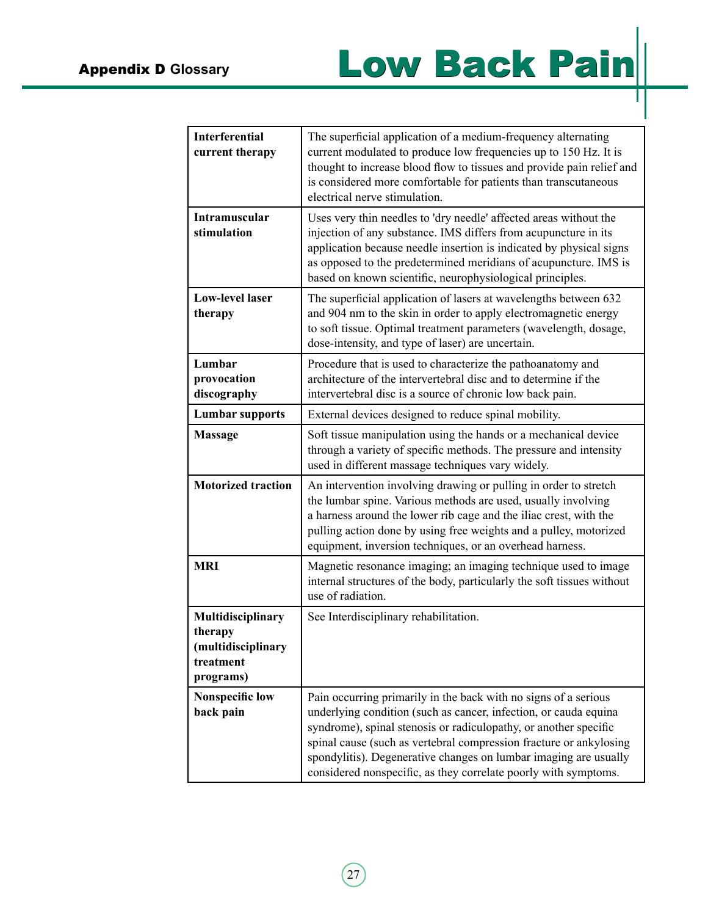| | |
|---|---|
| **Interferential current therapy** | The superficial application of a medium-frequency alternating current modulated to produce low frequencies up to 150 Hz. It is thought to increase blood flow to tissues and provide pain relief and is considered more comfortable for patients than transcutaneous electrical nerve stimulation. |
| **Intramuscular stimulation** | Uses very thin needles to 'dry needle' affected areas without the injection of any substance. IMS differs from acupuncture in its application because needle insertion is indicated by physical signs as opposed to the predetermined meridians of acupuncture. IMS is based on known scientific, neurophysiological principles. |
| **Low-level laser therapy** | The superficial application of lasers at wavelengths between 632 and 904 nm to the skin in order to apply electromagnetic energy to soft tissue. Optimal treatment parameters (wavelength, dosage, dose-intensity, and type of laser) are uncertain. |
| **Lumbar provocation discography** | Procedure that is used to characterize the pathoanatomy and architecture of the intervertebral disc and to determine if the intervertebral disc is a source of chronic low back pain. |
| **Lumbar supports** | External devices designed to reduce spinal mobility. |
| **Massage** | Soft tissue manipulation using the hands or a mechanical device through a variety of specific methods. The pressure and intensity used in different massage techniques vary widely. |
| **Motorized traction** | An intervention involving drawing or pulling in order to stretch the lumbar spine. Various methods are used, usually involving a harness around the lower rib cage and the iliac crest, with the pulling action done by using free weights and a pulley, motorized equipment, inversion techniques, or an overhead harness. |
| **MRI** | Magnetic resonance imaging; an imaging technique used to image internal structures of the body, particularly the soft tissues without use of radiation. |
| **Multidisciplinary therapy (multidisciplinary treatment programs)** | See Interdisciplinary rehabilitation. |
| **Nonspecific low back pain** | Pain occurring primarily in the back with no signs of a serious underlying condition (such as cancer, infection, or cauda equina syndrome), spinal stenosis or radiculopathy, or another specific spinal cause (such as vertebral compression fracture or ankylosing spondylitis). Degenerative changes on lumbar imaging are usually considered nonspecific, as they correlate poorly with symptoms. |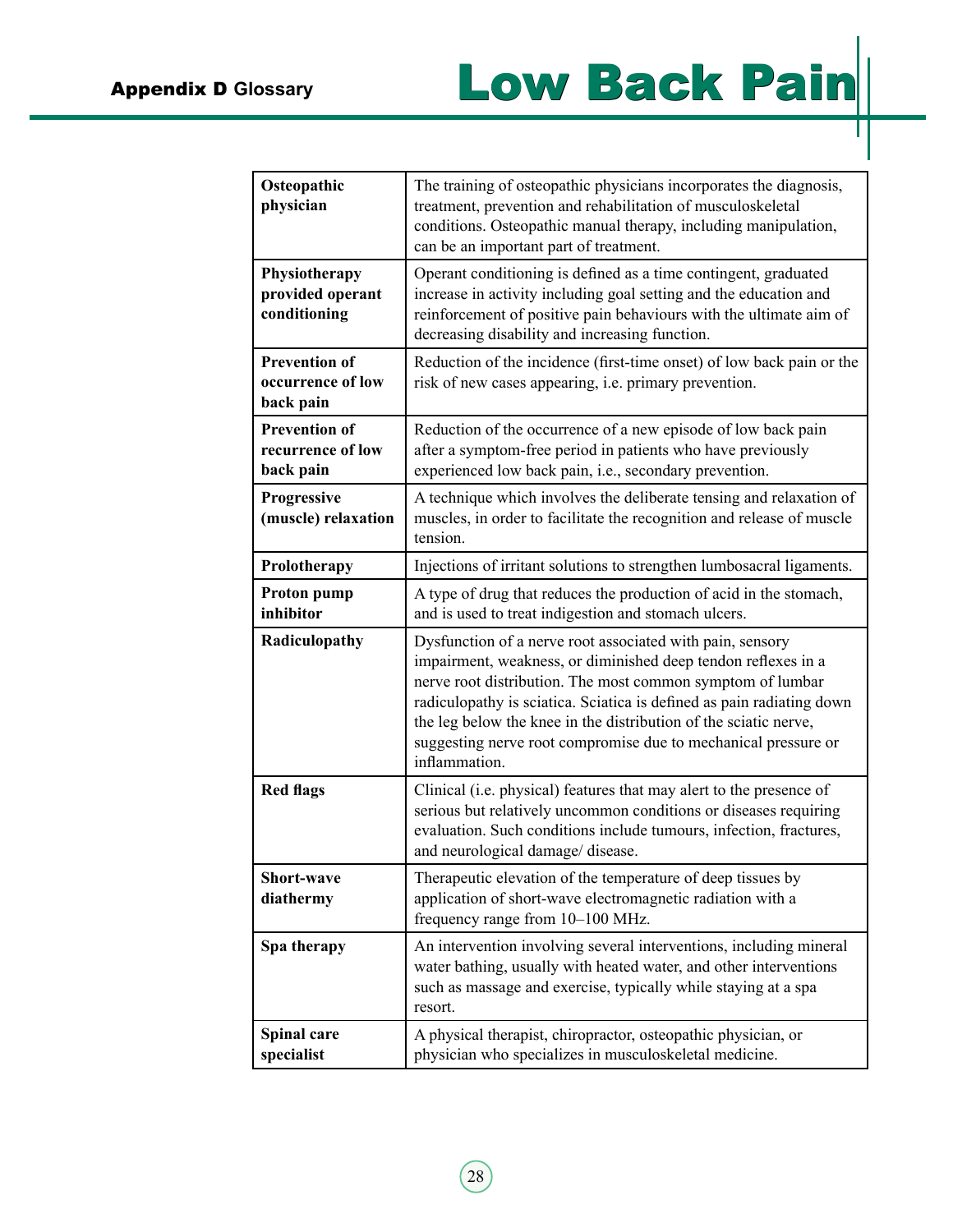| | |
|---|---|
| **Osteopathic physician** | The training of osteopathic physicians incorporates the diagnosis, treatment, prevention and rehabilitation of musculoskeletal conditions. Osteopathic manual therapy, including manipulation, can be an important part of treatment. |
| **Physiotherapy provided operant conditioning** | Operant conditioning is defined as a time contingent, graduated increase in activity including goal setting and the education and reinforcement of positive pain behaviours with the ultimate aim of decreasing disability and increasing function. |
| **Prevention of occurrence of low back pain** | Reduction of the incidence (first-time onset) of low back pain or the risk of new cases appearing, i.e. primary prevention. |
| **Prevention of recurrence of low back pain** | Reduction of the occurrence of a new episode of low back pain after a symptom-free period in patients who have previously experienced low back pain, i.e., secondary prevention. |
| **Progressive (muscle) relaxation** | A technique which involves the deliberate tensing and relaxation of muscles, in order to facilitate the recognition and release of muscle tension. |
| **Prolotherapy** | Injections of irritant solutions to strengthen lumbosacral ligaments. |
| **Proton pump inhibitor** | A type of drug that reduces the production of acid in the stomach, and is used to treat indigestion and stomach ulcers. |
| **Radiculopathy** | Dysfunction of a nerve root associated with pain, sensory impairment, weakness, or diminished deep tendon reflexes in a nerve root distribution. The most common symptom of lumbar radiculopathy is sciatica. Sciatica is defined as pain radiating down the leg below the knee in the distribution of the sciatic nerve, suggesting nerve root compromise due to mechanical pressure or inflammation. |
| **Red flags** | Clinical (i.e. physical) features that may alert to the presence of serious but relatively uncommon conditions or diseases requiring evaluation. Such conditions include tumours, infection, fractures, and neurological damage/ disease. |
| **Short-wave diathermy** | Therapeutic elevation of the temperature of deep tissues by application of short-wave electromagnetic radiation with a frequency range from 10–100 MHz. |
| **Spa therapy** | An intervention involving several interventions, including mineral water bathing, usually with heated water, and other interventions such as massage and exercise, typically while staying at a spa resort. |
| **Spinal care specialist** | A physical therapist, chiropractor, osteopathic physician, or physician who specializes in musculoskeletal medicine. |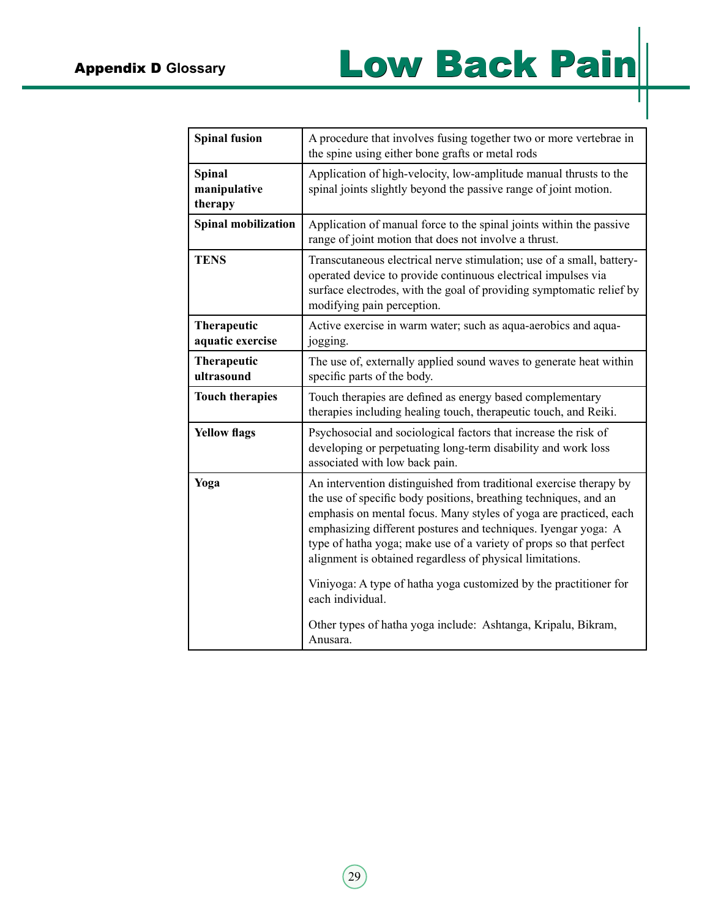| | |
|---|---|
| **Spinal fusion** | A procedure that involves fusing together two or more vertebrae in the spine using either bone grafts or metal rods |
| **Spinal manipulative therapy** | Application of high-velocity, low-amplitude manual thrusts to the spinal joints slightly beyond the passive range of joint motion. |
| **Spinal mobilization** | Application of manual force to the spinal joints within the passive range of joint motion that does not involve a thrust. |
| **TENS** | Transcutaneous electrical nerve stimulation; use of a small, battery-operated device to provide continuous electrical impulses via surface electrodes, with the goal of providing symptomatic relief by modifying pain perception. |
| **Therapeutic aquatic exercise** | Active exercise in warm water; such as aqua-aerobics and aqua-jogging. |
| **Therapeutic ultrasound** | The use of, externally applied sound waves to generate heat within specific parts of the body. |
| **Touch therapies** | Touch therapies are defined as energy based complementary therapies including healing touch, therapeutic touch, and Reiki. |
| **Yellow flags** | Psychosocial and sociological factors that increase the risk of developing or perpetuating long-term disability and work loss associated with low back pain. |
| **Yoga** | An intervention distinguished from traditional exercise therapy by the use of specific body positions, breathing techniques, and an emphasis on mental focus. Many styles of yoga are practiced, each emphasizing different postures and techniques. Iyengar yoga: A type of hatha yoga; make use of a variety of props so that perfect alignment is obtained regardless of physical limitations.<br><br>Viniyoga: A type of hatha yoga customized by the practitioner for each individual.<br><br>Other types of hatha yoga include: Ashtanga, Kripalu, Bikram, Anusara. |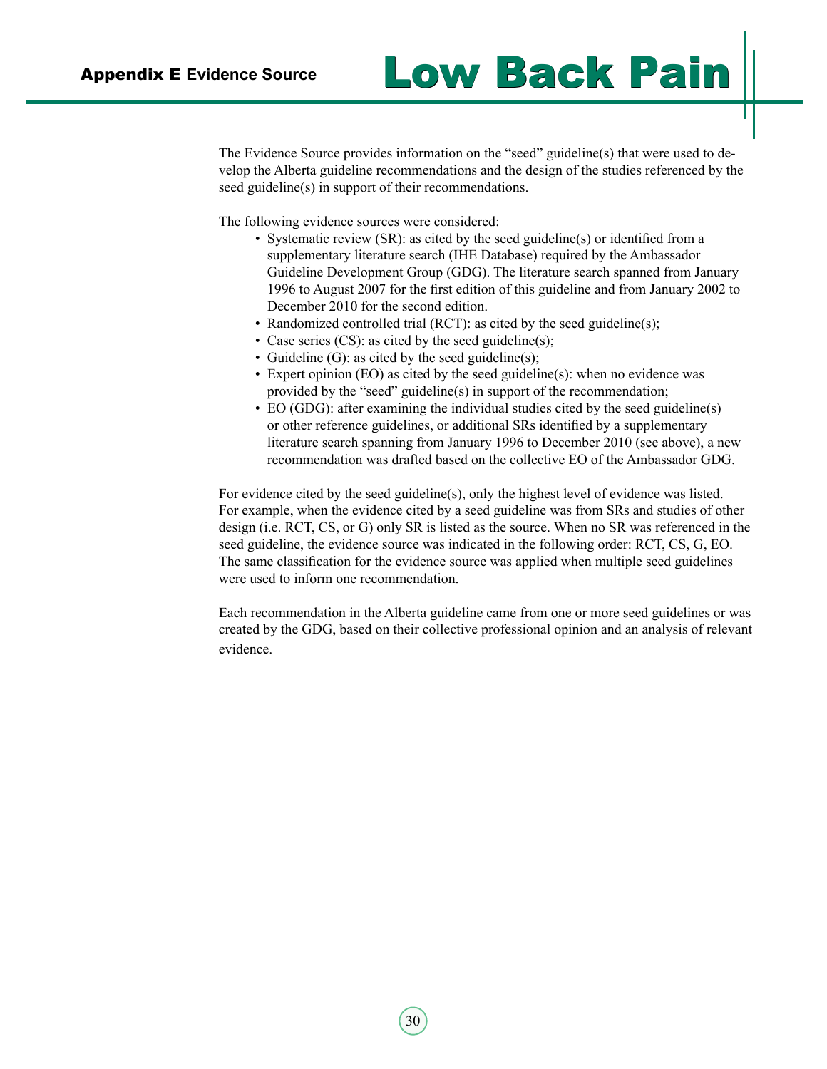# Appendix E Evidence Source

The Evidence Source provides information on the "seed" guideline(s) that were used to develop the Alberta guideline recommendations and the design of the studies referenced by the seed guideline(s) in support of their recommendations.

The following evidence sources were considered:

- Systematic review (SR): as cited by the seed guideline(s) or identified from a supplementary literature search (IHE Database) required by the Ambassador Guideline Development Group (GDG). The literature search spanned from January 1996 to August 2007 for the first edition of this guideline and from January 2002 to December 2010 for the second edition.
- Randomized controlled trial (RCT): as cited by the seed guideline(s);
- Case series (CS): as cited by the seed guideline(s);
- Guideline (G): as cited by the seed guideline(s);
- Expert opinion (EO) as cited by the seed guideline(s): when no evidence was provided by the "seed" guideline(s) in support of the recommendation;
- EO (GDG): after examining the individual studies cited by the seed guideline(s) or other reference guidelines, or additional SRs identified by a supplementary literature search spanning from January 1996 to December 2010 (see above), a new recommendation was drafted based on the collective EO of the Ambassador GDG.

For evidence cited by the seed guideline(s), only the highest level of evidence was listed. For example, when the evidence cited by a seed guideline was from SRs and studies of other design (i.e. RCT, CS, or G) only SR is listed as the source. When no SR was referenced in the seed guideline, the evidence source was indicated in the following order: RCT, CS, G, EO. The same classification for the evidence source was applied when multiple seed guidelines were used to inform one recommendation.

Each recommendation in the Alberta guideline came from one or more seed guidelines or was created by the GDG, based on their collective professional opinion and an analysis of relevant evidence.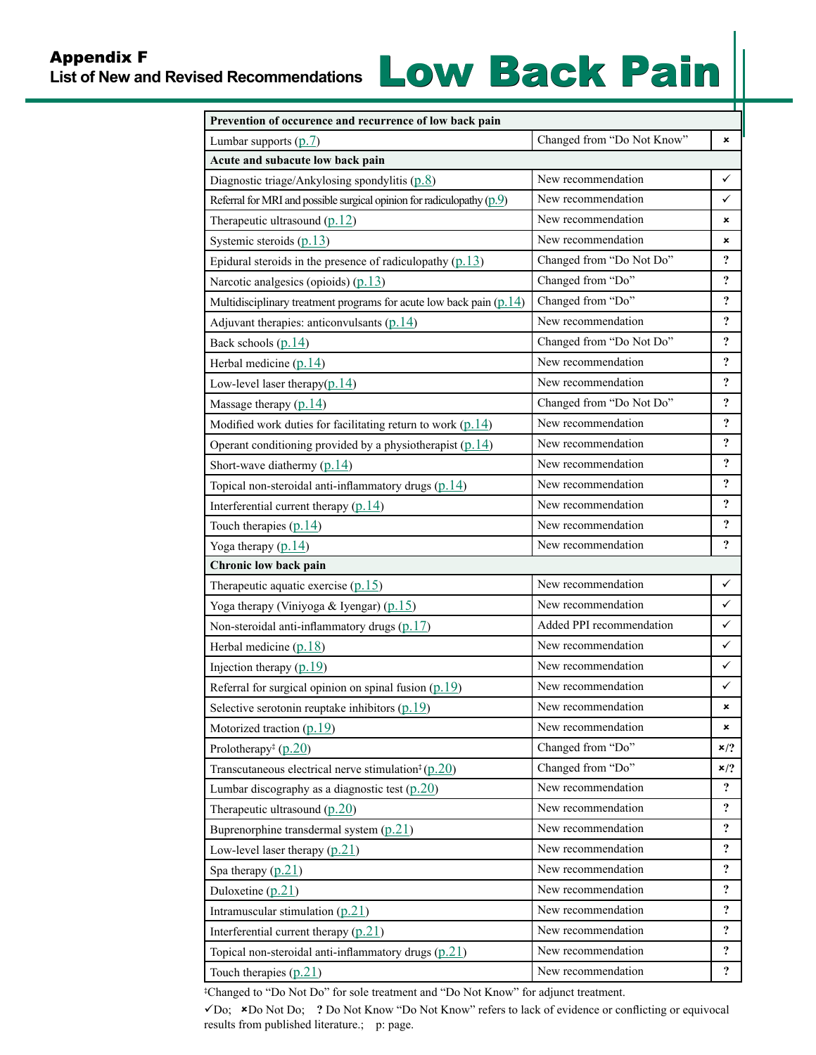# Appendix F

## List of New and Revised Recommendations

# Low Back Pain

| | | |
|---|---|---|
| **Prevention of occurence and recurrence of low back pain** | | |
| Lumbar supports (p.7) | Changed from “Do Not Know” | × |
| **Acute and subacute low back pain** | | |
| Diagnostic triage/Ankylosing spondylitis (p.8) | New recommendation | ✓ |
| Referral for MRI and possible surgical opinion for radiculopathy (p.9) | New recommendation | ✓ |
| Therapeutic ultrasound (p.12) | New recommendation | × |
| Systemic steroids (p.13) | New recommendation | × |
| Epidural steroids in the presence of radiculopathy (p.13) | Changed from “Do Not Do” | ? |
| Narcotic analgesics (opioids) (p.13) | Changed from “Do” | ? |
| Multidisciplinary treatment programs for acute low back pain (p.14) | Changed from “Do” | ? |
| Adjuvant therapies: anticonvulsants (p.14) | New recommendation | ? |
| Back schools (p.14) | Changed from “Do Not Do” | ? |
| Herbal medicine (p.14) | New recommendation | ? |
| Low-level laser therapy(p.14) | New recommendation | ? |
| Massage therapy (p.14) | Changed from “Do Not Do” | ? |
| Modified work duties for facilitating return to work (p.14) | New recommendation | ? |
| Operant conditioning provided by a physiotherapist (p.14) | New recommendation | ? |
| Short-wave diathermy (p.14) | New recommendation | ? |
| Topical non-steroidal anti-inflammatory drugs (p.14) | New recommendation | ? |
| Interferential current therapy (p.14) | New recommendation | ? |
| Touch therapies (p.14) | New recommendation | ? |
| Yoga therapy (p.14) | New recommendation | ? |
| **Chronic low back pain** | | |
| Therapeutic aquatic exercise (p.15) | New recommendation | ✓ |
| Yoga therapy (Viniyoga & Iyengar) (p.15) | New recommendation | ✓ |
| Non-steroidal anti-inflammatory drugs (p.17) | Added PPI recommendation | ✓ |
| Herbal medicine (p.18) | New recommendation | ✓ |
| Injection therapy (p.19) | New recommendation | ✓ |
| Referral for surgical opinion on spinal fusion (p.19) | New recommendation | ✓ |
| Selective serotonin reuptake inhibitors (p.19) | New recommendation | × |
| Motorized traction (p.19) | New recommendation | × |
| Prolotherapy‡ (p.20) | Changed from “Do” | ×/? |
| Transcutaneous electrical nerve stimulation‡ (p.20) | Changed from “Do” | ×/? |
| Lumbar discography as a diagnostic test (p.20) | New recommendation | ? |
| Therapeutic ultrasound (p.20) | New recommendation | ? |
| Buprenorphine transdermal system (p.21) | New recommendation | ? |
| Low-level laser therapy (p.21) | New recommendation | ? |
| Spa therapy (p.21) | New recommendation | ? |
| Duloxetine (p.21) | New recommendation | ? |
| Intramuscular stimulation (p.21) | New recommendation | ? |
| Interferential current therapy (p.21) | New recommendation | ? |
| Topical non-steroidal anti-inflammatory drugs (p.21) | New recommendation | ? |
| Touch therapies (p.21) | New recommendation | ? |

‡Changed to “Do Not Do” for sole treatment and “Do Not Know” for adjunct treatment.

✓Do; ×Do Not Do; ? Do Not Know “Do Not Know” refers to lack of evidence or conflicting or equivocal results from published literature.; p: page.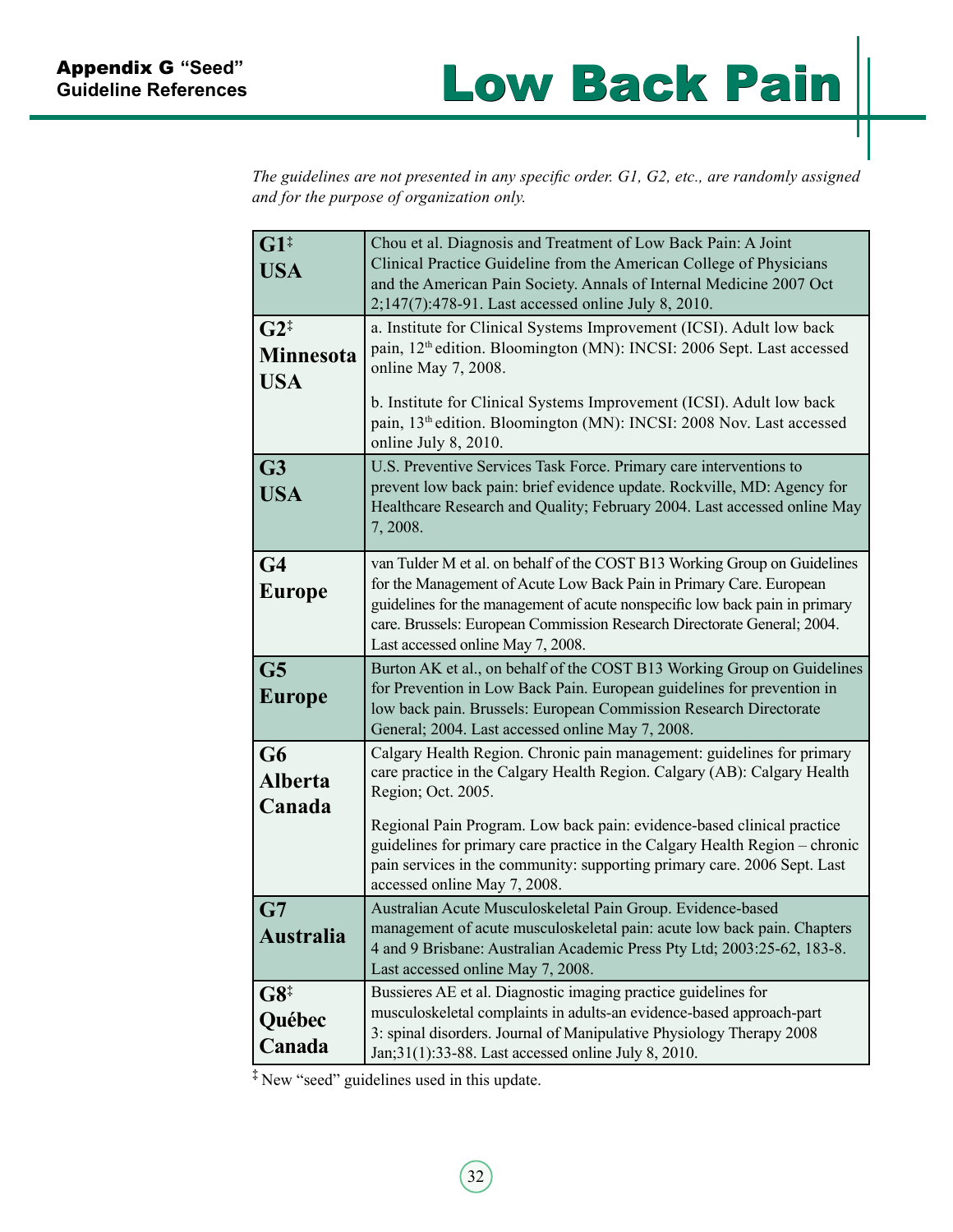**Appendix G "Seed" Guideline References**

# Low Back Pain

*The guidelines are not presented in any specific order. G1, G2, etc., are randomly assigned and for the purpose of organization only.*

| | |
|---|---|
| **G1‡ USA** | Chou et al. Diagnosis and Treatment of Low Back Pain: A Joint Clinical Practice Guideline from the American College of Physicians and the American Pain Society. Annals of Internal Medicine 2007 Oct 2;147(7):478-91. Last accessed online July 8, 2010. |
| **G2‡ Minnesota USA** | a. Institute for Clinical Systems Improvement (ICSI). Adult low back pain, 12th edition. Bloomington (MN): INCSI: 2006 Sept. Last accessed online May 7, 2008.<br><br>b. Institute for Clinical Systems Improvement (ICSI). Adult low back pain, 13th edition. Bloomington (MN): INCSI: 2008 Nov. Last accessed online July 8, 2010. |
| **G3 USA** | U.S. Preventive Services Task Force. Primary care interventions to prevent low back pain: brief evidence update. Rockville, MD: Agency for Healthcare Research and Quality; February 2004. Last accessed online May 7, 2008. |
| **G4 Europe** | van Tulder M et al. on behalf of the COST B13 Working Group on Guidelines for the Management of Acute Low Back Pain in Primary Care. European guidelines for the management of acute nonspecific low back pain in primary care. Brussels: European Commission Research Directorate General; 2004. Last accessed online May 7, 2008. |
| **G5 Europe** | Burton AK et al., on behalf of the COST B13 Working Group on Guidelines for Prevention in Low Back Pain. European guidelines for prevention in low back pain. Brussels: European Commission Research Directorate General; 2004. Last accessed online May 7, 2008. |
| **G6 Alberta Canada** | Calgary Health Region. Chronic pain management: guidelines for primary care practice in the Calgary Health Region. Calgary (AB): Calgary Health Region; Oct. 2005.<br><br>Regional Pain Program. Low back pain: evidence-based clinical practice guidelines for primary care practice in the Calgary Health Region – chronic pain services in the community: supporting primary care. 2006 Sept. Last accessed online May 7, 2008. |
| **G7 Australia** | Australian Acute Musculoskeletal Pain Group. Evidence-based management of acute musculoskeletal pain: acute low back pain. Chapters 4 and 9 Brisbane: Australian Academic Press Pty Ltd; 2003:25-62, 183-8. Last accessed online May 7, 2008. |
| **G8‡ Québec Canada** | Bussieres AE et al. Diagnostic imaging practice guidelines for musculoskeletal complaints in adults-an evidence-based approach-part 3: spinal disorders. Journal of Manipulative Physiology Therapy 2008 Jan;31(1):33-88. Last accessed online July 8, 2010. |

‡ New "seed" guidelines used in this update.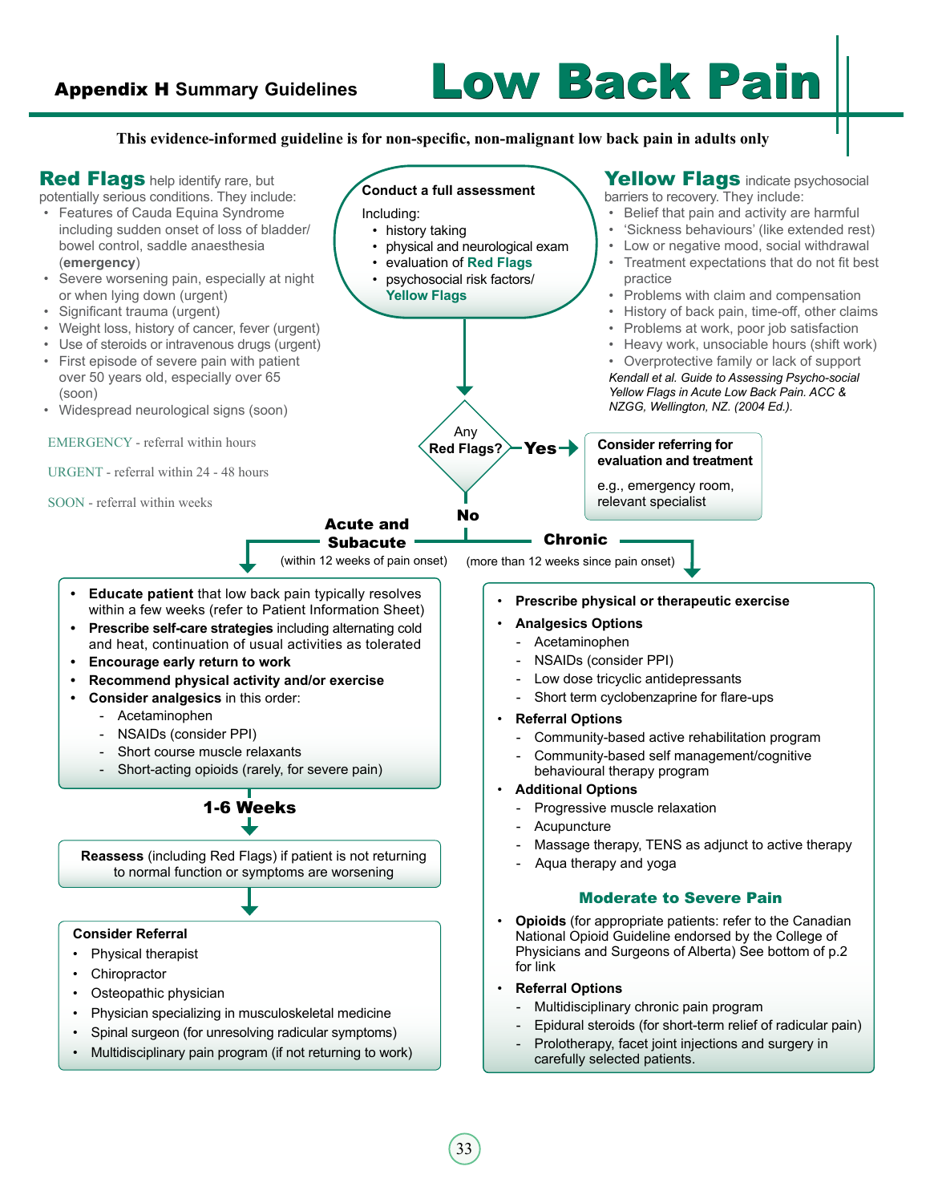**Appendix H** Summary Guidelines

# Low Back Pain

**This evidence-informed guideline is for non-specific, non-malignant low back pain in adults only**

## Red Flags

**Red Flags** help identify rare, but potentially serious conditions. They include:

- Features of Cauda Equina Syndrome including sudden onset of loss of bladder/ bowel control, saddle anaesthesia (**emergency**)
- Severe worsening pain, especially at night or when lying down (urgent)
- Significant trauma (urgent)
- Weight loss, history of cancer, fever (urgent)
- Use of steroids or intravenous drugs (urgent)
- First episode of severe pain with patient over 50 years old, especially over 65 (soon)
- Widespread neurological signs (soon)

EMERGENCY - referral within hours

URGENT - referral within 24 - 48 hours

SOON - referral within weeks

**Conduct a full assessment**

Including:

- history taking
- physical and neurological exam
- evaluation of **Red Flags**
- psychosocial risk factors/ **Yellow Flags**

## Yellow Flags

**Yellow Flags** indicate psychosocial barriers to recovery. They include:

- Belief that pain and activity are harmful
- 'Sickness behaviours' (like extended rest)
- Low or negative mood, social withdrawal
- Treatment expectations that do not fit best practice
- Problems with claim and compensation
- History of back pain, time-off, other claims
- Problems at work, poor job satisfaction
- Heavy work, unsociable hours (shift work)
- Overprotective family or lack of support

*Kendall et al. Guide to Assessing Psycho-social Yellow Flags in Acute Low Back Pain. ACC & NZGG, Wellington, NZ. (2004 Ed.).*

**Any Red Flags?** — **Yes** →

**Consider referring for evaluation and treatment**

e.g., emergency room, relevant specialist

**No** ↓

## Acute and Subacute

(within 12 weeks of pain onset)

- **Educate patient** that low back pain typically resolves within a few weeks (refer to Patient Information Sheet)
- **Prescribe self-care strategies** including alternating cold and heat, continuation of usual activities as tolerated
- **Encourage early return to work**
- **Recommend physical activity and/or exercise**
- **Consider analgesics** in this order:
  - Acetaminophen
  - NSAIDs (consider PPI)
  - Short course muscle relaxants
  - Short-acting opioids (rarely, for severe pain)

**1-6 Weeks**

**Reassess** (including Red Flags) if patient is not returning to normal function or symptoms are worsening

**Consider Referral**

- Physical therapist
- Chiropractor
- Osteopathic physician
- Physician specializing in musculoskeletal medicine
- Spinal surgeon (for unresolving radicular symptoms)
- Multidisciplinary pain program (if not returning to work)

## Chronic

(more than 12 weeks since pain onset)

- **Prescribe physical or therapeutic exercise**
- **Analgesics Options**
  - Acetaminophen
  - NSAIDs (consider PPI)
  - Low dose tricyclic antidepressants
  - Short term cyclobenzaprine for flare-ups
- **Referral Options**
  - Community-based active rehabilitation program
  - Community-based self management/cognitive behavioural therapy program
- **Additional Options**
  - Progressive muscle relaxation
  - Acupuncture
  - Massage therapy, TENS as adjunct to active therapy
  - Aqua therapy and yoga

### Moderate to Severe Pain

- **Opioids** (for appropriate patients: refer to the Canadian National Opioid Guideline endorsed by the College of Physicians and Surgeons of Alberta) See bottom of p.2 for link
- **Referral Options**
  - Multidisciplinary chronic pain program
  - Epidural steroids (for short-term relief of radicular pain)
  - Prolotherapy, facet joint injections and surgery in carefully selected patients.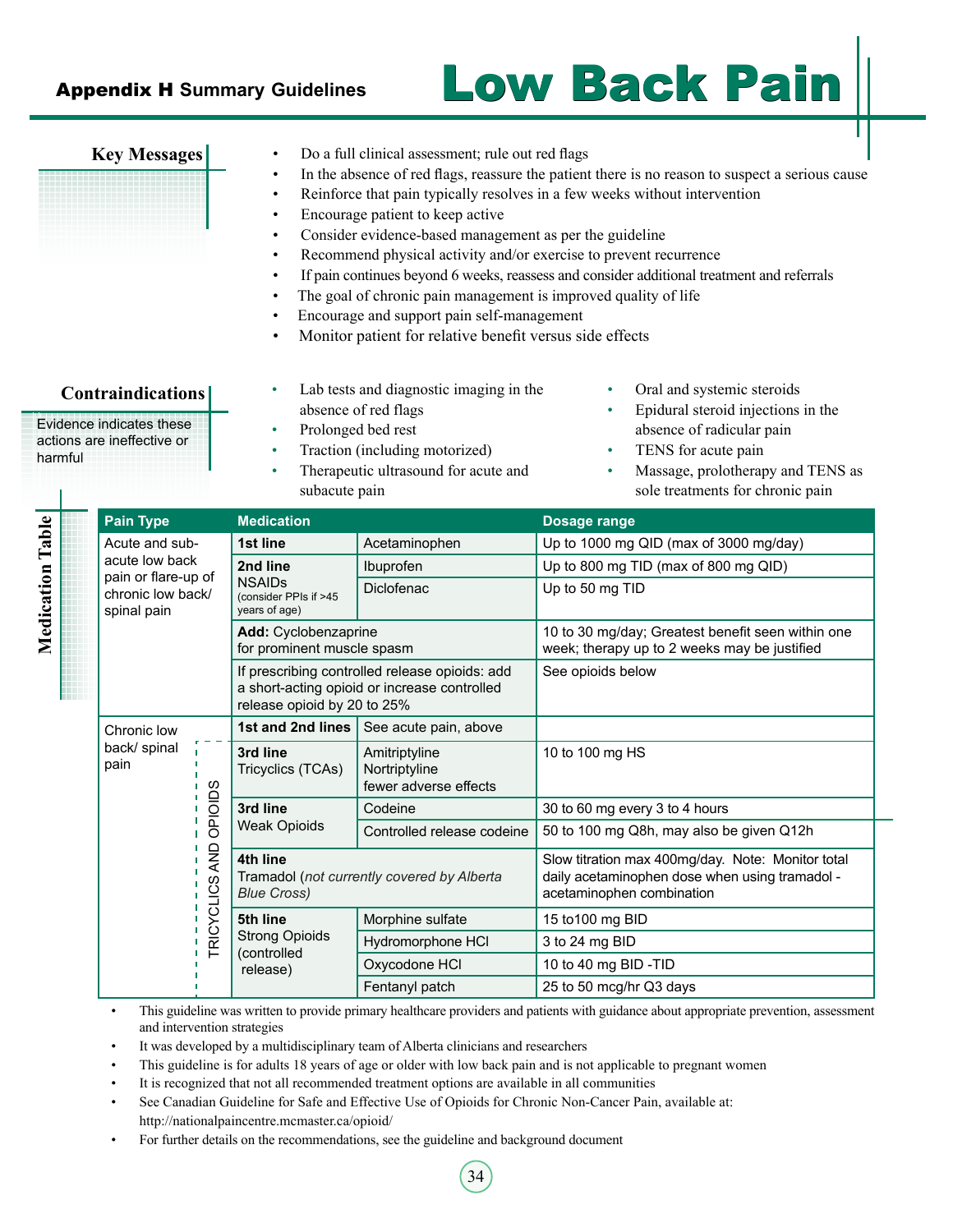**Appendix H** Summary Guidelines

# Low Back Pain

## Key Messages

- Do a full clinical assessment; rule out red flags
- In the absence of red flags, reassure the patient there is no reason to suspect a serious cause
- Reinforce that pain typically resolves in a few weeks without intervention
- Encourage patient to keep active
- Consider evidence-based management as per the guideline
- Recommend physical activity and/or exercise to prevent recurrence
- If pain continues beyond 6 weeks, reassess and consider additional treatment and referrals
- The goal of chronic pain management is improved quality of life
- Encourage and support pain self-management
- Monitor patient for relative benefit versus side effects

## Contraindications

Evidence indicates these actions are ineffective or harmful

- Lab tests and diagnostic imaging in the absence of red flags
- Prolonged bed rest
- Traction (including motorized)
- Therapeutic ultrasound for acute and subacute pain
- Oral and systemic steroids
- Epidural steroid injections in the absence of radicular pain
- TENS for acute pain
- Massage, prolotherapy and TENS as sole treatments for chronic pain

## Medication Table

| Pain Type | | Medication | | Dosage range |
|---|---|---|---|---|
| Acute and sub-acute low back pain or flare-up of chronic low back/ spinal pain | | **1st line** | Acetaminophen | Up to 1000 mg QID (max of 3000 mg/day) |
| | | **2nd line** NSAIDs (consider PPIs if >45 years of age) | Ibuprofen | Up to 800 mg TID (max of 800 mg QID) |
| | | | Diclofenac | Up to 50 mg TID |
| | | **Add:** Cyclobenzaprine for prominent muscle spasm | | 10 to 30 mg/day; Greatest benefit seen within one week; therapy up to 2 weeks may be justified |
| | | If prescribing controlled release opioids: add a short-acting opioid or increase controlled release opioid by 20 to 25% | | See opioids below |
| Chronic low back/ spinal pain | | **1st and 2nd lines** | See acute pain, above | |
| | TRICYCLICS AND OPIOIDS | **3rd line** Tricyclics (TCAs) | Amitriptyline Nortriptyline fewer adverse effects | 10 to 100 mg HS |
| | | **3rd line** Weak Opioids | Codeine | 30 to 60 mg every 3 to 4 hours |
| | | | Controlled release codeine | 50 to 100 mg Q8h, may also be given Q12h |
| | | **4th line** Tramadol (*not currently covered by Alberta Blue Cross*) | | Slow titration max 400mg/day. Note: Monitor total daily acetaminophen dose when using tramadol - acetaminophen combination |
| | | **5th line** Strong Opioids (controlled release) | Morphine sulfate | 15 to100 mg BID |
| | | | Hydromorphone HCl | 3 to 24 mg BID |
| | | | Oxycodone HCl | 10 to 40 mg BID -TID |
| | | | Fentanyl patch | 25 to 50 mcg/hr Q3 days |

- This guideline was written to provide primary healthcare providers and patients with guidance about appropriate prevention, assessment and intervention strategies
- It was developed by a multidisciplinary team of Alberta clinicians and researchers
- This guideline is for adults 18 years of age or older with low back pain and is not applicable to pregnant women
- It is recognized that not all recommended treatment options are available in all communities
- See Canadian Guideline for Safe and Effective Use of Opioids for Chronic Non-Cancer Pain, available at: http://nationalpaincentre.mcmaster.ca/opioid/
- For further details on the recommendations, see the guideline and background document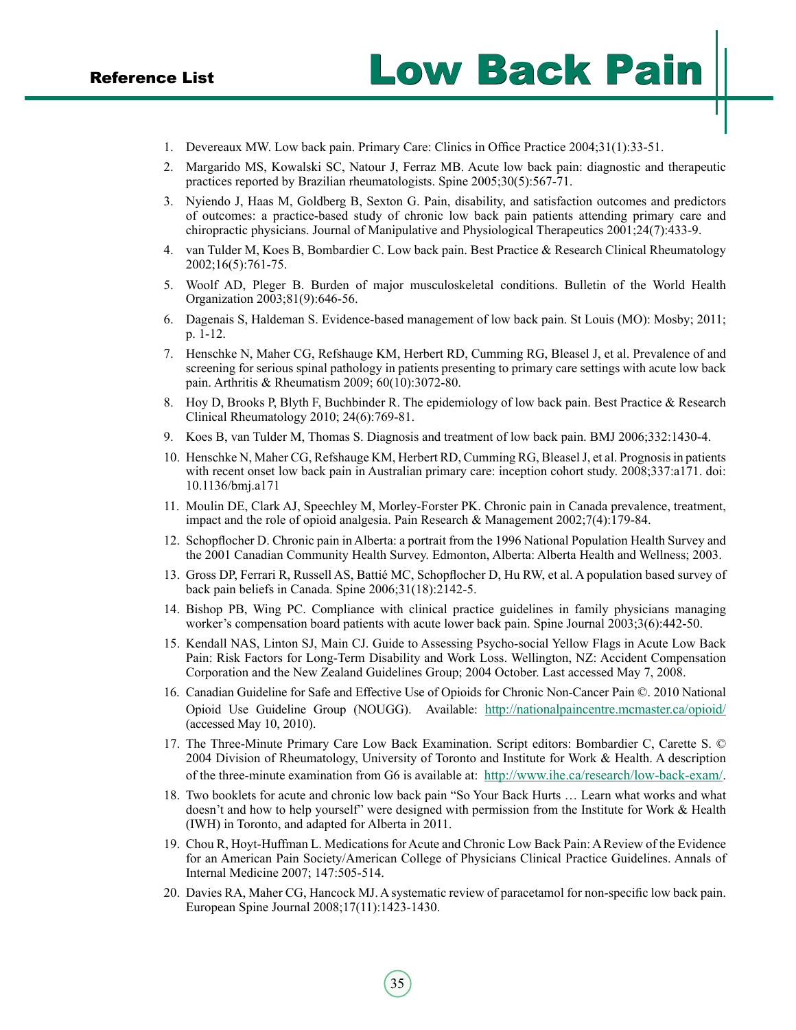## Reference List

# Low Back Pain

1. Devereaux MW. Low back pain. Primary Care: Clinics in Office Practice 2004;31(1):33-51.
2. Margarido MS, Kowalski SC, Natour J, Ferraz MB. Acute low back pain: diagnostic and therapeutic practices reported by Brazilian rheumatologists. Spine 2005;30(5):567-71.
3. Nyiendo J, Haas M, Goldberg B, Sexton G. Pain, disability, and satisfaction outcomes and predictors of outcomes: a practice-based study of chronic low back pain patients attending primary care and chiropractic physicians. Journal of Manipulative and Physiological Therapeutics 2001;24(7):433-9.
4. van Tulder M, Koes B, Bombardier C. Low back pain. Best Practice & Research Clinical Rheumatology 2002;16(5):761-75.
5. Woolf AD, Pleger B. Burden of major musculoskeletal conditions. Bulletin of the World Health Organization 2003;81(9):646-56.
6. Dagenais S, Haldeman S. Evidence-based management of low back pain. St Louis (MO): Mosby; 2011; p. 1-12.
7. Henschke N, Maher CG, Refshauge KM, Herbert RD, Cumming RG, Bleasel J, et al. Prevalence of and screening for serious spinal pathology in patients presenting to primary care settings with acute low back pain. Arthritis & Rheumatism 2009; 60(10):3072-80.
8. Hoy D, Brooks P, Blyth F, Buchbinder R. The epidemiology of low back pain. Best Practice & Research Clinical Rheumatology 2010; 24(6):769-81.
9. Koes B, van Tulder M, Thomas S. Diagnosis and treatment of low back pain. BMJ 2006;332:1430-4.
10. Henschke N, Maher CG, Refshauge KM, Herbert RD, Cumming RG, Bleasel J, et al. Prognosis in patients with recent onset low back pain in Australian primary care: inception cohort study. 2008;337:a171. doi: 10.1136/bmj.a171
11. Moulin DE, Clark AJ, Speechley M, Morley-Forster PK. Chronic pain in Canada prevalence, treatment, impact and the role of opioid analgesia. Pain Research & Management 2002;7(4):179-84.
12. Schopflocher D. Chronic pain in Alberta: a portrait from the 1996 National Population Health Survey and the 2001 Canadian Community Health Survey. Edmonton, Alberta: Alberta Health and Wellness; 2003.
13. Gross DP, Ferrari R, Russell AS, Battié MC, Schopflocher D, Hu RW, et al. A population based survey of back pain beliefs in Canada. Spine 2006;31(18):2142-5.
14. Bishop PB, Wing PC. Compliance with clinical practice guidelines in family physicians managing worker's compensation board patients with acute lower back pain. Spine Journal 2003;3(6):442-50.
15. Kendall NAS, Linton SJ, Main CJ. Guide to Assessing Psycho-social Yellow Flags in Acute Low Back Pain: Risk Factors for Long-Term Disability and Work Loss. Wellington, NZ: Accident Compensation Corporation and the New Zealand Guidelines Group; 2004 October. Last accessed May 7, 2008.
16. Canadian Guideline for Safe and Effective Use of Opioids for Chronic Non-Cancer Pain ©. 2010 National Opioid Use Guideline Group (NOUGG). Available: http://nationalpaincentre.mcmaster.ca/opioid/ (accessed May 10, 2010).
17. The Three-Minute Primary Care Low Back Examination. Script editors: Bombardier C, Carette S. © 2004 Division of Rheumatology, University of Toronto and Institute for Work & Health. A description of the three-minute examination from G6 is available at: http://www.ihe.ca/research/low-back-exam/.
18. Two booklets for acute and chronic low back pain "So Your Back Hurts … Learn what works and what doesn't and how to help yourself" were designed with permission from the Institute for Work & Health (IWH) in Toronto, and adapted for Alberta in 2011.
19. Chou R, Hoyt-Huffman L. Medications for Acute and Chronic Low Back Pain: A Review of the Evidence for an American Pain Society/American College of Physicians Clinical Practice Guidelines. Annals of Internal Medicine 2007; 147:505-514.
20. Davies RA, Maher CG, Hancock MJ. A systematic review of paracetamol for non-specific low back pain. European Spine Journal 2008;17(11):1423-1430.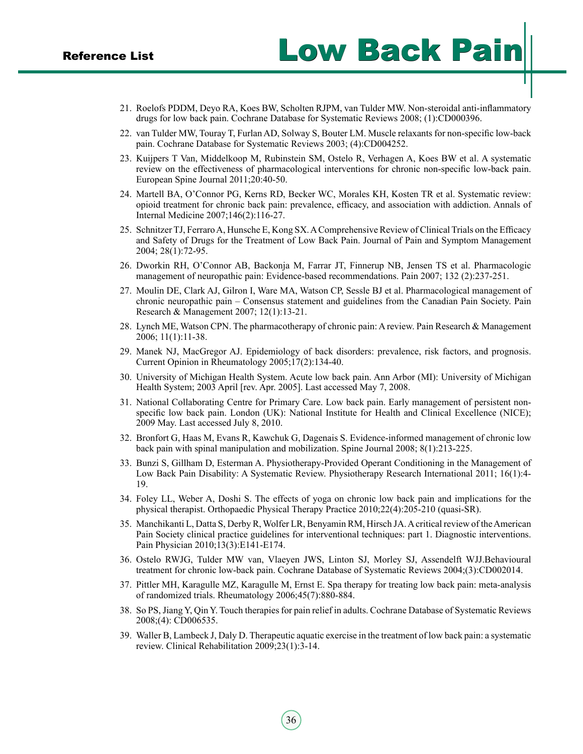21. Roelofs PDDM, Deyo RA, Koes BW, Scholten RJPM, van Tulder MW. Non-steroidal anti-inflammatory drugs for low back pain. Cochrane Database for Systematic Reviews 2008; (1):CD000396.
22. van Tulder MW, Touray T, Furlan AD, Solway S, Bouter LM. Muscle relaxants for non-specific low-back pain. Cochrane Database for Systematic Reviews 2003; (4):CD004252.
23. Kuijpers T Van, Middelkoop M, Rubinstein SM, Ostelo R, Verhagen A, Koes BW et al. A systematic review on the effectiveness of pharmacological interventions for chronic non-specific low-back pain. European Spine Journal 2011;20:40-50.
24. Martell BA, O'Connor PG, Kerns RD, Becker WC, Morales KH, Kosten TR et al. Systematic review: opioid treatment for chronic back pain: prevalence, efficacy, and association with addiction. Annals of Internal Medicine 2007;146(2):116-27.
25. Schnitzer TJ, Ferraro A, Hunsche E, Kong SX. A Comprehensive Review of Clinical Trials on the Efficacy and Safety of Drugs for the Treatment of Low Back Pain. Journal of Pain and Symptom Management 2004; 28(1):72-95.
26. Dworkin RH, O'Connor AB, Backonja M, Farrar JT, Finnerup NB, Jensen TS et al. Pharmacologic management of neuropathic pain: Evidence-based recommendations. Pain 2007; 132 (2):237-251.
27. Moulin DE, Clark AJ, Gilron I, Ware MA, Watson CP, Sessle BJ et al. Pharmacological management of chronic neuropathic pain – Consensus statement and guidelines from the Canadian Pain Society. Pain Research & Management 2007; 12(1):13-21.
28. Lynch ME, Watson CPN. The pharmacotherapy of chronic pain: A review. Pain Research & Management 2006; 11(1):11-38.
29. Manek NJ, MacGregor AJ. Epidemiology of back disorders: prevalence, risk factors, and prognosis. Current Opinion in Rheumatology 2005;17(2):134-40.
30. University of Michigan Health System. Acute low back pain. Ann Arbor (MI): University of Michigan Health System; 2003 April [rev. Apr. 2005]. Last accessed May 7, 2008.
31. National Collaborating Centre for Primary Care. Low back pain. Early management of persistent non-specific low back pain. London (UK): National Institute for Health and Clinical Excellence (NICE); 2009 May. Last accessed July 8, 2010.
32. Bronfort G, Haas M, Evans R, Kawchuk G, Dagenais S. Evidence-informed management of chronic low back pain with spinal manipulation and mobilization. Spine Journal 2008; 8(1):213-225.
33. Bunzi S, Gillham D, Esterman A. Physiotherapy-Provided Operant Conditioning in the Management of Low Back Pain Disability: A Systematic Review. Physiotherapy Research International 2011; 16(1):4-19.
34. Foley LL, Weber A, Doshi S. The effects of yoga on chronic low back pain and implications for the physical therapist. Orthopaedic Physical Therapy Practice 2010;22(4):205-210 (quasi-SR).
35. Manchikanti L, Datta S, Derby R, Wolfer LR, Benyamin RM, Hirsch JA. A critical review of the American Pain Society clinical practice guidelines for interventional techniques: part 1. Diagnostic interventions. Pain Physician 2010;13(3):E141-E174.
36. Ostelo RWJG, Tulder MW van, Vlaeyen JWS, Linton SJ, Morley SJ, Assendelft WJJ.Behavioural treatment for chronic low-back pain. Cochrane Database of Systematic Reviews 2004;(3):CD002014.
37. Pittler MH, Karagulle MZ, Karagulle M, Ernst E. Spa therapy for treating low back pain: meta-analysis of randomized trials. Rheumatology 2006;45(7):880-884.
38. So PS, Jiang Y, Qin Y. Touch therapies for pain relief in adults. Cochrane Database of Systematic Reviews 2008;(4): CD006535.
39. Waller B, Lambeck J, Daly D. Therapeutic aquatic exercise in the treatment of low back pain: a systematic review. Clinical Rehabilitation 2009;23(1):3-14.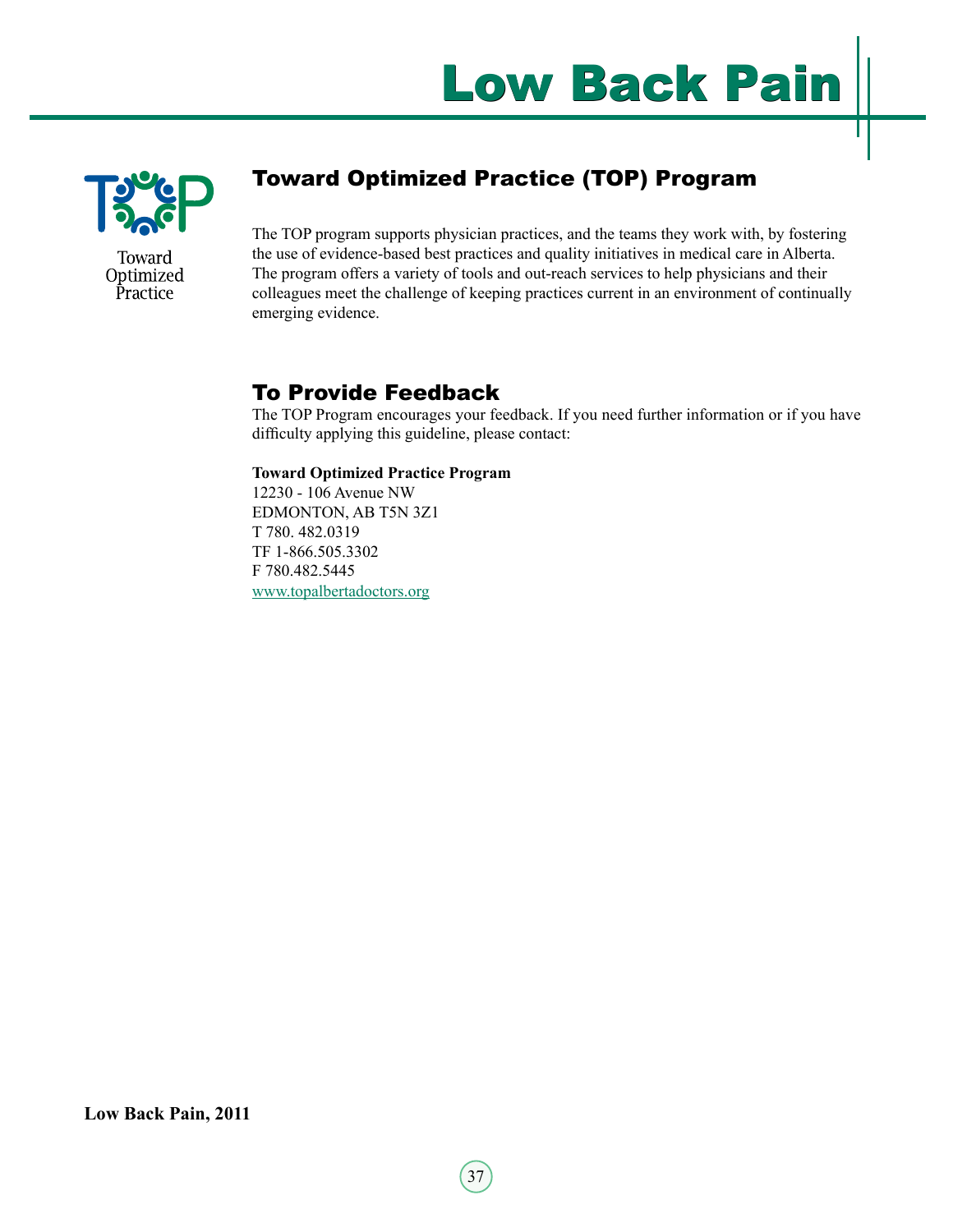## Toward Optimized Practice (TOP) Program

The TOP program supports physician practices, and the teams they work with, by fostering the use of evidence-based best practices and quality initiatives in medical care in Alberta. The program offers a variety of tools and out-reach services to help physicians and their colleagues meet the challenge of keeping practices current in an environment of continually emerging evidence.

## To Provide Feedback

The TOP Program encourages your feedback. If you need further information or if you have difficulty applying this guideline, please contact:

**Toward Optimized Practice Program**
12230 - 106 Avenue NW
EDMONTON, AB T5N 3Z1
T 780. 482.0319
TF 1-866.505.3302
F 780.482.5445
www.topalbertadoctors.org